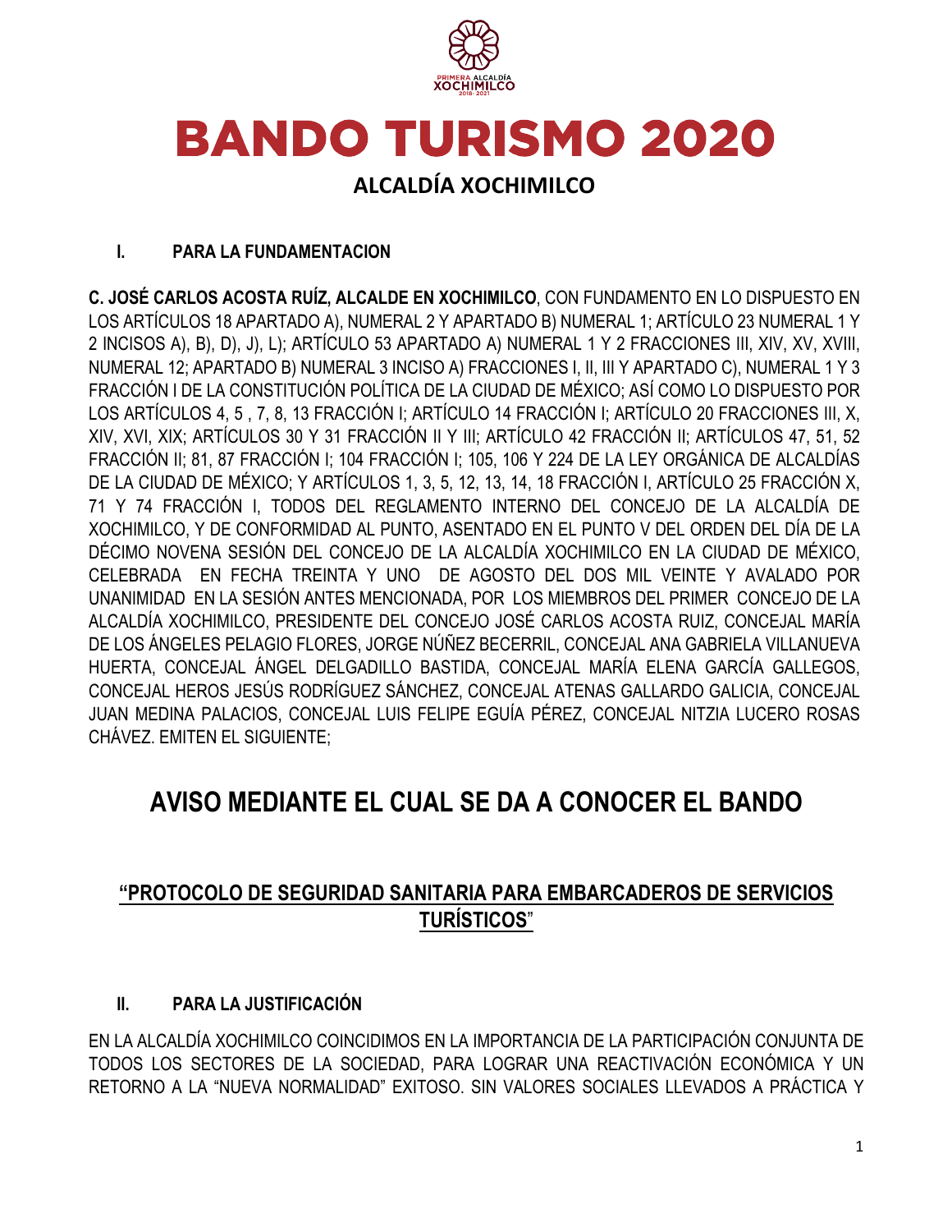# BANDO TURISMO 2020

## ALCALDÍA XOCHIMILCO

### I. PARA LA FUNDAMENTACION

**C. JOSÉ CARLOS ACOSTA RUÍZ, ALCALDE EN XOCHIMILCO**, CON FUNDAMENTO EN LO DISPUESTO EN LOS ARTÍCULOS 18 APARTADO A), NUMERAL 2 Y APARTADO B) NUMERAL 1; ARTÍCULO 23 NUMERAL 1 Y 2 INCISOS A), B), D), J), L); ARTÍCULO 53 APARTADO A) NUMERAL 1 Y 2 FRACCIONES III, XIV, XV, XVIII, NUMERAL 12; APARTADO B) NUMERAL 3 INCISO A) FRACCIONES I, II, III Y APARTADO C), NUMERAL 1 Y 3 FRACCIÓN I DE LA CONSTITUCIÓN POLÍTICA DE LA CIUDAD DE MÉXICO; ASÍ COMO LO DISPUESTO POR LOS ARTÍCULOS 4, 5 , 7, 8, 13 FRACCIÓN I; ARTÍCULO 14 FRACCIÓN I; ARTÍCULO 20 FRACCIONES III, X, XIV, XVI, XIX; ARTÍCULOS 30 Y 31 FRACCIÓN II Y III; ARTÍCULO 42 FRACCIÓN II; ARTÍCULOS 47, 51, 52 FRACCIÓN II; 81, 87 FRACCIÓN I; 104 FRACCIÓN I; 105, 106 Y 224 DE LA LEY ORGÁNICA DE ALCALDÍAS DE LA CIUDAD DE MÉXICO; Y ARTÍCULOS 1, 3, 5, 12, 13, 14, 18 FRACCIÓN I, ARTÍCULO 25 FRACCIÓN X, 71 Y 74 FRACCIÓN I, TODOS DEL REGLAMENTO INTERNO DEL CONCEJO DE LA ALCALDÍA DE XOCHIMILCO, Y DE CONFORMIDAD AL PUNTO, ASENTADO EN EL PUNTO V DEL ORDEN DEL DÍA DE LA DÉCIMO NOVENA SESIÓN DEL CONCEJO DE LA ALCALDÍA XOCHIMILCO EN LA CIUDAD DE MÉXICO, CELEBRADA EN FECHA TREINTA Y UNO DE AGOSTO DEL DOS MIL VEINTE Y AVALADO POR UNANIMIDAD EN LA SESIÓN ANTES MENCIONADA, POR LOS MIEMBROS DEL PRIMER CONCEJO DE LA ALCALDÍA XOCHIMILCO, PRESIDENTE DEL CONCEJO JOSÉ CARLOS ACOSTA RUIZ, CONCEJAL MARÍA DE LOS ÁNGELES PELAGIO FLORES, JORGE NÚÑEZ BECERRIL, CONCEJAL ANA GABRIELA VILLANUEVA HUERTA, CONCEJAL ÁNGEL DELGADILLO BASTIDA, CONCEJAL MARÍA ELENA GARCÍA GALLEGOS, CONCEJAL HEROS JESÚS RODRÍGUEZ SÁNCHEZ, CONCEJAL ATENAS GALLARDO GALICIA, CONCEJAL JUAN MEDINA PALACIOS, CONCEJAL LUIS FELIPE EGUÍA PÉREZ, CONCEJAL NITZIA LUCERO ROSAS CHÁVEZ. EMITEN EL SIGUIENTE;

## AVISO MEDIANTE EL CUAL SE DA A CONOCER EL BANDO

### "PROTOCOLO DE SEGURIDAD SANITARIA PARA EMBARCADEROS DE SERVICIOS TURÍSTICOS"

### II. PARA LA JUSTIFICACIÓN

EN LA ALCALDÍA XOCHIMILCO COINCIDIMOS EN LA IMPORTANCIA DE LA PARTICIPACIÓN CONJUNTA DE TODOS LOS SECTORES DE LA SOCIEDAD, PARA LOGRAR UNA REACTIVACIÓN ECONÓMICA Y UN RETORNO A LA "NUEVA NORMALIDAD" EXITOSO. SIN VALORES SOCIALES LLEVADOS A PRÁCTICA Y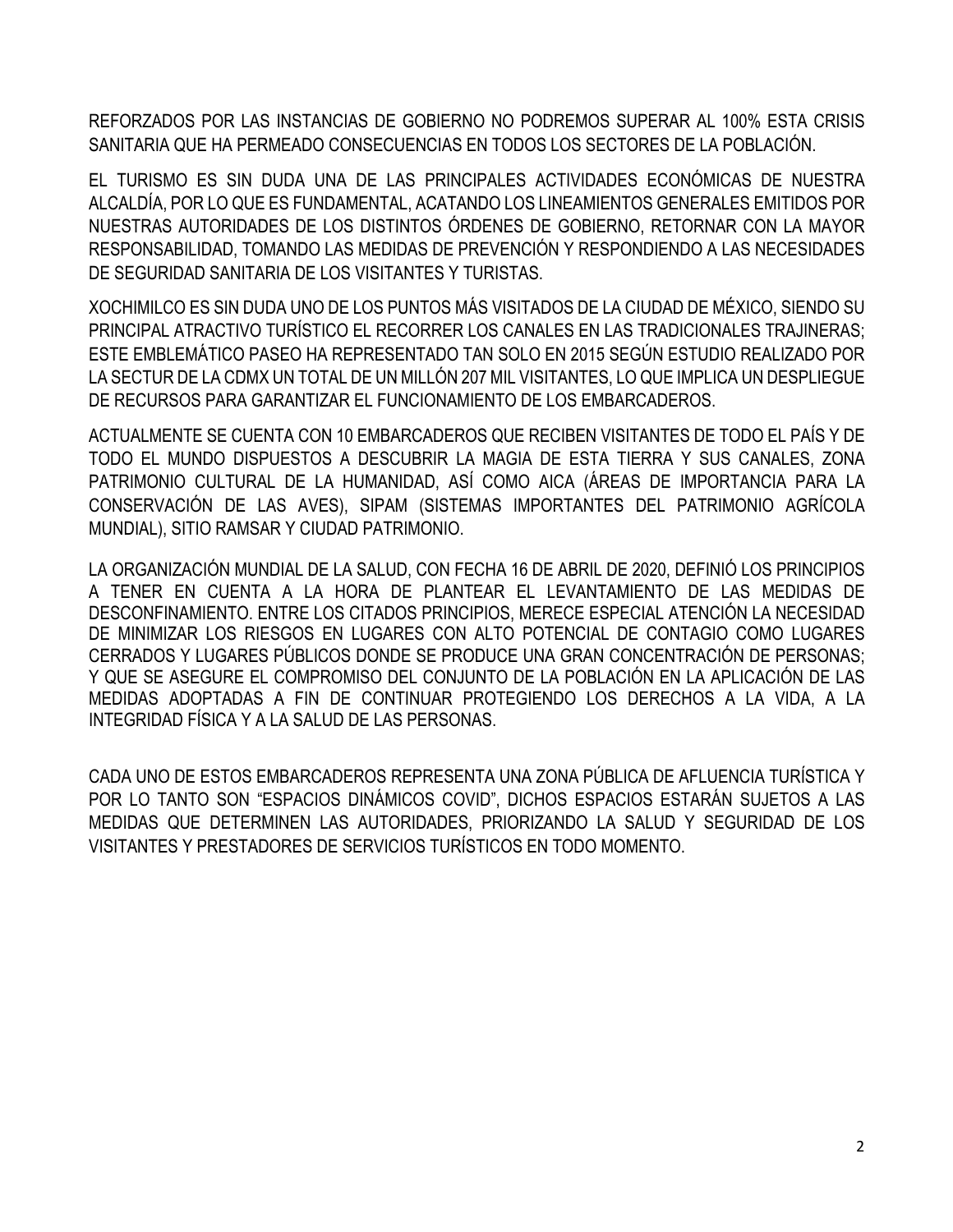REFORZADOS POR LAS INSTANCIAS DE GOBIERNO NO PODREMOS SUPERAR AL 100% ESTA CRISIS SANITARIA QUE HA PERMEADO CONSECUENCIAS EN TODOS LOS SECTORES DE LA POBLACIÓN.

EL TURISMO ES SIN DUDA UNA DE LAS PRINCIPALES ACTIVIDADES ECONÓMICAS DE NUESTRA ALCALDÍA, POR LO QUE ES FUNDAMENTAL, ACATANDO LOS LINEAMIENTOS GENERALES EMITIDOS POR NUESTRAS AUTORIDADES DE LOS DISTINTOS ÓRDENES DE GOBIERNO, RETORNAR CON LA MAYOR RESPONSABILIDAD, TOMANDO LAS MEDIDAS DE PREVENCIÓN Y RESPONDIENDO A LAS NECESIDADES DE SEGURIDAD SANITARIA DE LOS VISITANTES Y TURISTAS.

XOCHIMILCO ES SIN DUDA UNO DE LOS PUNTOS MÁS VISITADOS DE LA CIUDAD DE MÉXICO, SIENDO SU PRINCIPAL ATRACTIVO TURÍSTICO EL RECORRER LOS CANALES EN LAS TRADICIONALES TRAJINERAS; ESTE EMBLEMÁTICO PASEO HA REPRESENTADO TAN SOLO EN 2015 SEGÚN ESTUDIO REALIZADO POR LA SECTUR DE LA CDMX UN TOTAL DE UN MILLÓN 207 MIL VISITANTES, LO QUE IMPLICA UN DESPLIEGUE DE RECURSOS PARA GARANTIZAR EL FUNCIONAMIENTO DE LOS EMBARCADEROS.

ACTUALMENTE SE CUENTA CON 10 EMBARCADEROS QUE RECIBEN VISITANTES DE TODO EL PAÍS Y DE TODO EL MUNDO DISPUESTOS A DESCUBRIR LA MAGIA DE ESTA TIERRA Y SUS CANALES, ZONA PATRIMONIO CULTURAL DE LA HUMANIDAD, ASÍ COMO AICA (ÁREAS DE IMPORTANCIA PARA LA CONSERVACIÓN DE LAS AVES), SIPAM (SISTEMAS IMPORTANTES DEL PATRIMONIO AGRÍCOLA MUNDIAL), SITIO RAMSAR Y CIUDAD PATRIMONIO.

LA ORGANIZACIÓN MUNDIAL DE LA SALUD, CON FECHA 16 DE ABRIL DE 2020, DEFINIÓ LOS PRINCIPIOS A TENER EN CUENTA A LA HORA DE PLANTEAR EL LEVANTAMIENTO DE LAS MEDIDAS DE DESCONFINAMIENTO. ENTRE LOS CITADOS PRINCIPIOS, MERECE ESPECIAL ATENCIÓN LA NECESIDAD DE MINIMIZAR LOS RIESGOS EN LUGARES CON ALTO POTENCIAL DE CONTAGIO COMO LUGARES CERRADOS Y LUGARES PÚBLICOS DONDE SE PRODUCE UNA GRAN CONCENTRACIÓN DE PERSONAS; Y QUE SE ASEGURE EL COMPROMISO DEL CONJUNTO DE LA POBLACIÓN EN LA APLICACIÓN DE LAS MEDIDAS ADOPTADAS A FIN DE CONTINUAR PROTEGIENDO LOS DERECHOS A LA VIDA, A LA INTEGRIDAD FÍSICA Y A LA SALUD DE LAS PERSONAS.

CADA UNO DE ESTOS EMBARCADEROS REPRESENTA UNA ZONA PÚBLICA DE AFLUENCIA TURÍSTICA Y POR LO TANTO SON "ESPACIOS DINÁMICOS COVID", DICHOS ESPACIOS ESTARÁN SUJETOS A LAS MEDIDAS QUE DETERMINEN LAS AUTORIDADES, PRIORIZANDO LA SALUD Y SEGURIDAD DE LOS VISITANTES Y PRESTADORES DE SERVICIOS TURÍSTICOS EN TODO MOMENTO.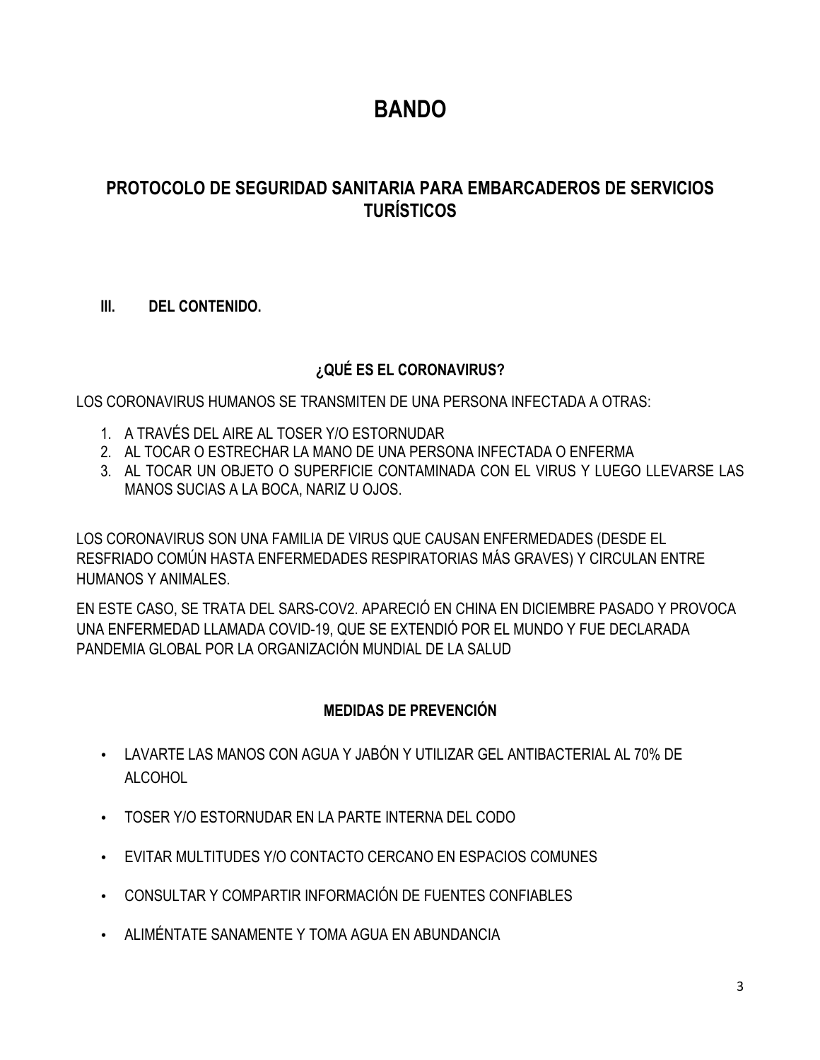# BANDO

## PROTOCOLO DE SEGURIDAD SANITARIA PARA EMBARCADEROS DE SERVICIOS TURÍSTICOS

### III. DEL CONTENIDO.

#### ¿QUÉ ES EL CORONAVIRUS?

LOS CORONAVIRUS HUMANOS SE TRANSMITEN DE UNA PERSONA INFECTADA A OTRAS:

1. A TRAVÉS DEL AIRE AL TOSER Y/O ESTORNUDAR
2. AL TOCAR O ESTRECHAR LA MANO DE UNA PERSONA INFECTADA O ENFERMA
3. AL TOCAR UN OBJETO O SUPERFICIE CONTAMINADA CON EL VIRUS Y LUEGO LLEVARSE LAS MANOS SUCIAS A LA BOCA, NARIZ U OJOS.

LOS CORONAVIRUS SON UNA FAMILIA DE VIRUS QUE CAUSAN ENFERMEDADES (DESDE EL RESFRIADO COMÚN HASTA ENFERMEDADES RESPIRATORIAS MÁS GRAVES) Y CIRCULAN ENTRE HUMANOS Y ANIMALES.

EN ESTE CASO, SE TRATA DEL SARS-COV2. APARECIÓ EN CHINA EN DICIEMBRE PASADO Y PROVOCA UNA ENFERMEDAD LLAMADA COVID-19, QUE SE EXTENDIÓ POR EL MUNDO Y FUE DECLARADA PANDEMIA GLOBAL POR LA ORGANIZACIÓN MUNDIAL DE LA SALUD

#### MEDIDAS DE PREVENCIÓN

- LAVARTE LAS MANOS CON AGUA Y JABÓN Y UTILIZAR GEL ANTIBACTERIAL AL 70% DE ALCOHOL
- TOSER Y/O ESTORNUDAR EN LA PARTE INTERNA DEL CODO
- EVITAR MULTITUDES Y/O CONTACTO CERCANO EN ESPACIOS COMUNES
- CONSULTAR Y COMPARTIR INFORMACIÓN DE FUENTES CONFIABLES
- ALIMÉNTATE SANAMENTE Y TOMA AGUA EN ABUNDANCIA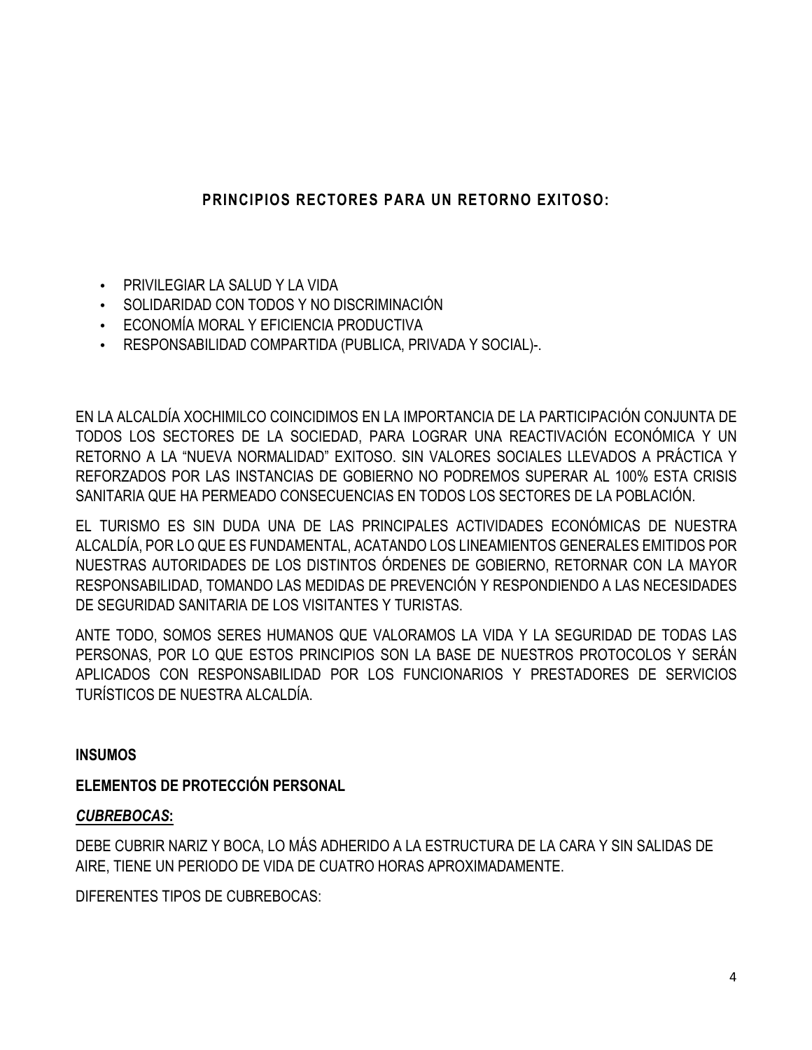## PRINCIPIOS RECTORES PARA UN RETORNO EXITOSO:

- PRIVILEGIAR LA SALUD Y LA VIDA
- SOLIDARIDAD CON TODOS Y NO DISCRIMINACIÓN
- ECONOMÍA MORAL Y EFICIENCIA PRODUCTIVA
- RESPONSABILIDAD COMPARTIDA (PUBLICA, PRIVADA Y SOCIAL)-.

EN LA ALCALDÍA XOCHIMILCO COINCIDIMOS EN LA IMPORTANCIA DE LA PARTICIPACIÓN CONJUNTA DE TODOS LOS SECTORES DE LA SOCIEDAD, PARA LOGRAR UNA REACTIVACIÓN ECONÓMICA Y UN RETORNO A LA "NUEVA NORMALIDAD" EXITOSO. SIN VALORES SOCIALES LLEVADOS A PRÁCTICA Y REFORZADOS POR LAS INSTANCIAS DE GOBIERNO NO PODREMOS SUPERAR AL 100% ESTA CRISIS SANITARIA QUE HA PERMEADO CONSECUENCIAS EN TODOS LOS SECTORES DE LA POBLACIÓN.

EL TURISMO ES SIN DUDA UNA DE LAS PRINCIPALES ACTIVIDADES ECONÓMICAS DE NUESTRA ALCALDÍA, POR LO QUE ES FUNDAMENTAL, ACATANDO LOS LINEAMIENTOS GENERALES EMITIDOS POR NUESTRAS AUTORIDADES DE LOS DISTINTOS ÓRDENES DE GOBIERNO, RETORNAR CON LA MAYOR RESPONSABILIDAD, TOMANDO LAS MEDIDAS DE PREVENCIÓN Y RESPONDIENDO A LAS NECESIDADES DE SEGURIDAD SANITARIA DE LOS VISITANTES Y TURISTAS.

ANTE TODO, SOMOS SERES HUMANOS QUE VALORAMOS LA VIDA Y LA SEGURIDAD DE TODAS LAS PERSONAS, POR LO QUE ESTOS PRINCIPIOS SON LA BASE DE NUESTROS PROTOCOLOS Y SERÁN APLICADOS CON RESPONSABILIDAD POR LOS FUNCIONARIOS Y PRESTADORES DE SERVICIOS TURÍSTICOS DE NUESTRA ALCALDÍA.

**INSUMOS**

**ELEMENTOS DE PROTECCIÓN PERSONAL**

***CUBREBOCAS*:**

DEBE CUBRIR NARIZ Y BOCA, LO MÁS ADHERIDO A LA ESTRUCTURA DE LA CARA Y SIN SALIDAS DE AIRE, TIENE UN PERIODO DE VIDA DE CUATRO HORAS APROXIMADAMENTE.

DIFERENTES TIPOS DE CUBREBOCAS: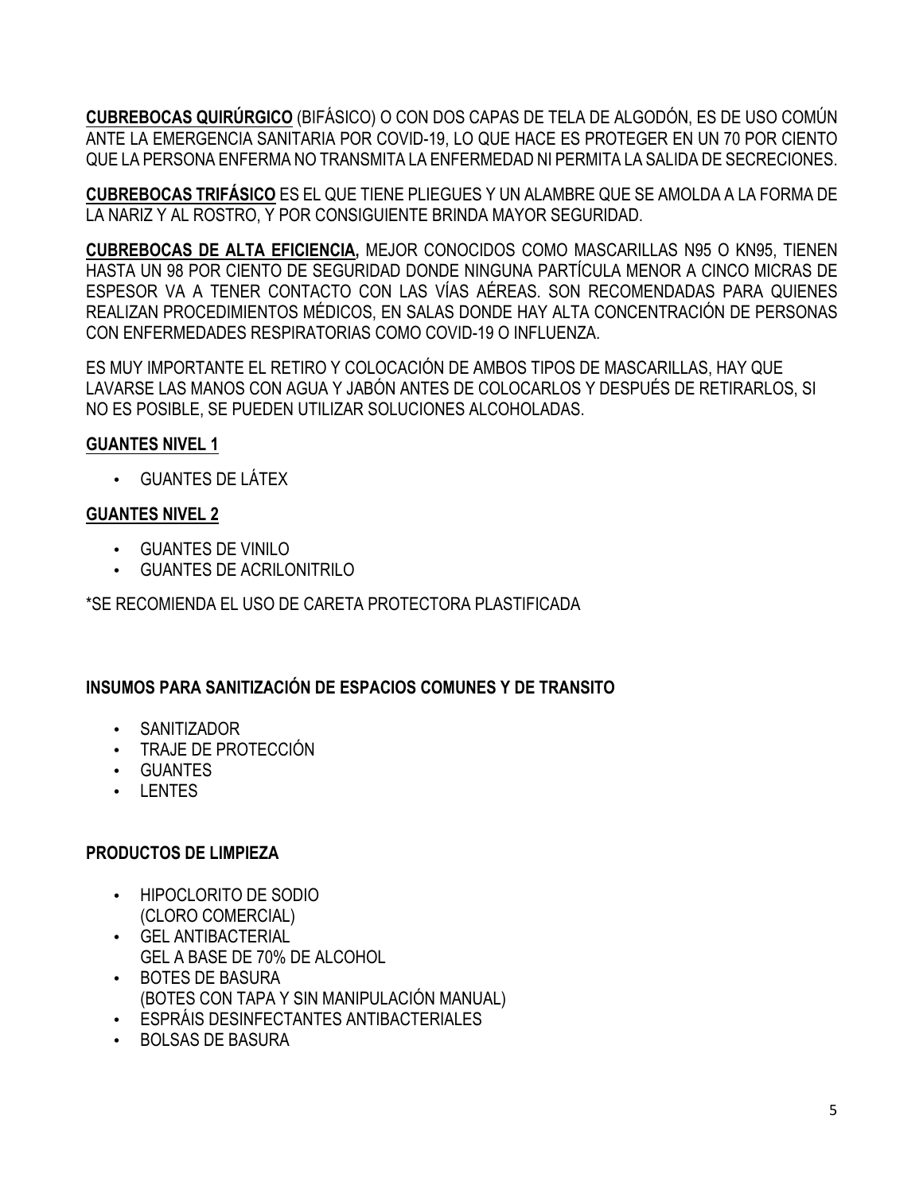**<u>CUBREBOCAS QUIRÚRGICO</u>** (BIFÁSICO) O CON DOS CAPAS DE TELA DE ALGODÓN, ES DE USO COMÚN ANTE LA EMERGENCIA SANITARIA POR COVID-19, LO QUE HACE ES PROTEGER EN UN 70 POR CIENTO QUE LA PERSONA ENFERMA NO TRANSMITA LA ENFERMEDAD NI PERMITA LA SALIDA DE SECRECIONES.

**<u>CUBREBOCAS TRIFÁSICO</u>** ES EL QUE TIENE PLIEGUES Y UN ALAMBRE QUE SE AMOLDA A LA FORMA DE LA NARIZ Y AL ROSTRO, Y POR CONSIGUIENTE BRINDA MAYOR SEGURIDAD.

**<u>CUBREBOCAS DE ALTA EFICIENCIA</u>,** MEJOR CONOCIDOS COMO MASCARILLAS N95 O KN95, TIENEN HASTA UN 98 POR CIENTO DE SEGURIDAD DONDE NINGUNA PARTÍCULA MENOR A CINCO MICRAS DE ESPESOR VA A TENER CONTACTO CON LAS VÍAS AÉREAS. SON RECOMENDADAS PARA QUIENES REALIZAN PROCEDIMIENTOS MÉDICOS, EN SALAS DONDE HAY ALTA CONCENTRACIÓN DE PERSONAS CON ENFERMEDADES RESPIRATORIAS COMO COVID-19 O INFLUENZA.

ES MUY IMPORTANTE EL RETIRO Y COLOCACIÓN DE AMBOS TIPOS DE MASCARILLAS, HAY QUE LAVARSE LAS MANOS CON AGUA Y JABÓN ANTES DE COLOCARLOS Y DESPUÉS DE RETIRARLOS, SI NO ES POSIBLE, SE PUEDEN UTILIZAR SOLUCIONES ALCOHOLADAS.

**<u>GUANTES NIVEL 1</u>**

- GUANTES DE LÁTEX

**<u>GUANTES NIVEL 2</u>**

- GUANTES DE VINILO
- GUANTES DE ACRILONITRILO

*SE RECOMIENDA EL USO DE CARETA PROTECTORA PLASTIFICADA

**INSUMOS PARA SANITIZACIÓN DE ESPACIOS COMUNES Y DE TRANSITO**

- SANITIZADOR
- TRAJE DE PROTECCIÓN
- GUANTES
- LENTES

**PRODUCTOS DE LIMPIEZA**

- HIPOCLORITO DE SODIO
  (CLORO COMERCIAL)
- GEL ANTIBACTERIAL
  GEL A BASE DE 70% DE ALCOHOL
- BOTES DE BASURA
  (BOTES CON TAPA Y SIN MANIPULACIÓN MANUAL)
- ESPRÁIS DESINFECTANTES ANTIBACTERIALES
- BOLSAS DE BASURA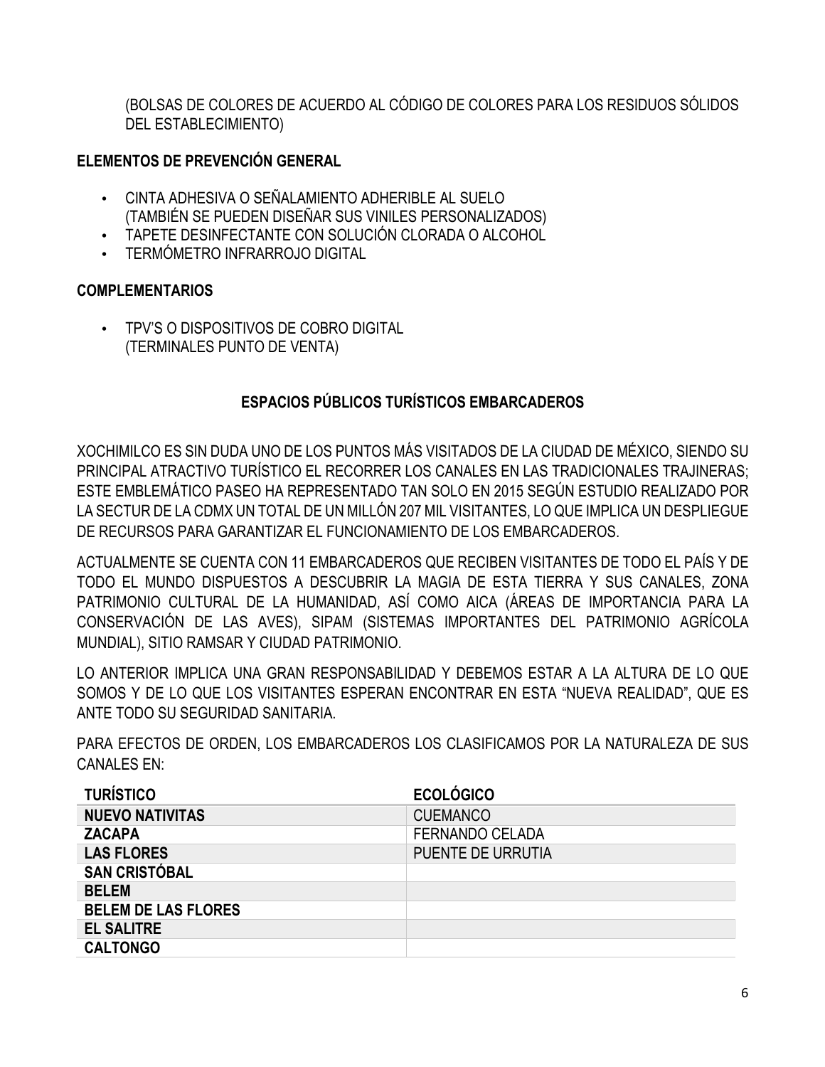(BOLSAS DE COLORES DE ACUERDO AL CÓDIGO DE COLORES PARA LOS RESIDUOS SÓLIDOS DEL ESTABLECIMIENTO)

**ELEMENTOS DE PREVENCIÓN GENERAL**

- CINTA ADHESIVA O SEÑALAMIENTO ADHERIBLE AL SUELO (TAMBIÉN SE PUEDEN DISEÑAR SUS VINILES PERSONALIZADOS)
- TAPETE DESINFECTANTE CON SOLUCIÓN CLORADA O ALCOHOL
- TERMÓMETRO INFRARROJO DIGITAL

**COMPLEMENTARIOS**

- TPV'S O DISPOSITIVOS DE COBRO DIGITAL (TERMINALES PUNTO DE VENTA)

## ESPACIOS PÚBLICOS TURÍSTICOS EMBARCADEROS

XOCHIMILCO ES SIN DUDA UNO DE LOS PUNTOS MÁS VISITADOS DE LA CIUDAD DE MÉXICO, SIENDO SU PRINCIPAL ATRACTIVO TURÍSTICO EL RECORRER LOS CANALES EN LAS TRADICIONALES TRAJINERAS; ESTE EMBLEMÁTICO PASEO HA REPRESENTADO TAN SOLO EN 2015 SEGÚN ESTUDIO REALIZADO POR LA SECTUR DE LA CDMX UN TOTAL DE UN MILLÓN 207 MIL VISITANTES, LO QUE IMPLICA UN DESPLIEGUE DE RECURSOS PARA GARANTIZAR EL FUNCIONAMIENTO DE LOS EMBARCADEROS.

ACTUALMENTE SE CUENTA CON 11 EMBARCADEROS QUE RECIBEN VISITANTES DE TODO EL PAÍS Y DE TODO EL MUNDO DISPUESTOS A DESCUBRIR LA MAGIA DE ESTA TIERRA Y SUS CANALES, ZONA PATRIMONIO CULTURAL DE LA HUMANIDAD, ASÍ COMO AICA (ÁREAS DE IMPORTANCIA PARA LA CONSERVACIÓN DE LAS AVES), SIPAM (SISTEMAS IMPORTANTES DEL PATRIMONIO AGRÍCOLA MUNDIAL), SITIO RAMSAR Y CIUDAD PATRIMONIO.

LO ANTERIOR IMPLICA UNA GRAN RESPONSABILIDAD Y DEBEMOS ESTAR A LA ALTURA DE LO QUE SOMOS Y DE LO QUE LOS VISITANTES ESPERAN ENCONTRAR EN ESTA "NUEVA REALIDAD", QUE ES ANTE TODO SU SEGURIDAD SANITARIA.

PARA EFECTOS DE ORDEN, LOS EMBARCADEROS LOS CLASIFICAMOS POR LA NATURALEZA DE SUS CANALES EN:

| TURÍSTICO | ECOLÓGICO |
|---|---|
| **NUEVO NATIVITAS** | CUEMANCO |
| **ZACAPA** | FERNANDO CELADA |
| **LAS FLORES** | PUENTE DE URRUTIA |
| **SAN CRISTÓBAL** | |
| **BELEM** | |
| **BELEM DE LAS FLORES** | |
| **EL SALITRE** | |
| **CALTONGO** | |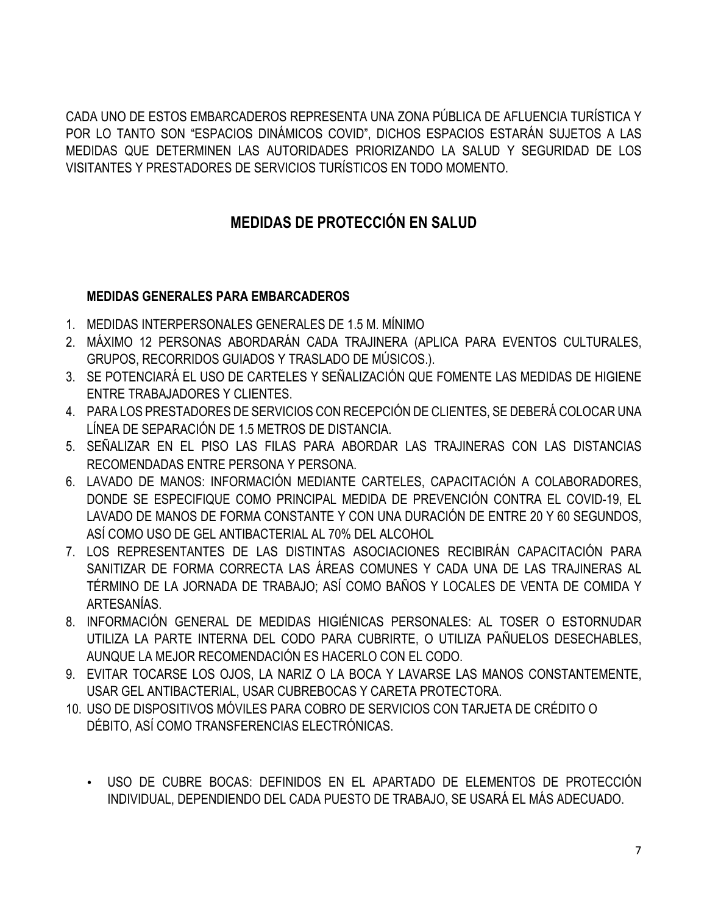CADA UNO DE ESTOS EMBARCADEROS REPRESENTA UNA ZONA PÚBLICA DE AFLUENCIA TURÍSTICA Y POR LO TANTO SON "ESPACIOS DINÁMICOS COVID", DICHOS ESPACIOS ESTARÁN SUJETOS A LAS MEDIDAS QUE DETERMINEN LAS AUTORIDADES PRIORIZANDO LA SALUD Y SEGURIDAD DE LOS VISITANTES Y PRESTADORES DE SERVICIOS TURÍSTICOS EN TODO MOMENTO.

## MEDIDAS DE PROTECCIÓN EN SALUD

### MEDIDAS GENERALES PARA EMBARCADEROS

1. MEDIDAS INTERPERSONALES GENERALES DE 1.5 M. MÍNIMO
2. MÁXIMO 12 PERSONAS ABORDARÁN CADA TRAJINERA (APLICA PARA EVENTOS CULTURALES, GRUPOS, RECORRIDOS GUIADOS Y TRASLADO DE MÚSICOS.).
3. SE POTENCIARÁ EL USO DE CARTELES Y SEÑALIZACIÓN QUE FOMENTE LAS MEDIDAS DE HIGIENE ENTRE TRABAJADORES Y CLIENTES.
4. PARA LOS PRESTADORES DE SERVICIOS CON RECEPCIÓN DE CLIENTES, SE DEBERÁ COLOCAR UNA LÍNEA DE SEPARACIÓN DE 1.5 METROS DE DISTANCIA.
5. SEÑALIZAR EN EL PISO LAS FILAS PARA ABORDAR LAS TRAJINERAS CON LAS DISTANCIAS RECOMENDADAS ENTRE PERSONA Y PERSONA.
6. LAVADO DE MANOS: INFORMACIÓN MEDIANTE CARTELES, CAPACITACIÓN A COLABORADORES, DONDE SE ESPECIFIQUE COMO PRINCIPAL MEDIDA DE PREVENCIÓN CONTRA EL COVID-19, EL LAVADO DE MANOS DE FORMA CONSTANTE Y CON UNA DURACIÓN DE ENTRE 20 Y 60 SEGUNDOS, ASÍ COMO USO DE GEL ANTIBACTERIAL AL 70% DEL ALCOHOL
7. LOS REPRESENTANTES DE LAS DISTINTAS ASOCIACIONES RECIBIRÁN CAPACITACIÓN PARA SANITIZAR DE FORMA CORRECTA LAS ÁREAS COMUNES Y CADA UNA DE LAS TRAJINERAS AL TÉRMINO DE LA JORNADA DE TRABAJO; ASÍ COMO BAÑOS Y LOCALES DE VENTA DE COMIDA Y ARTESANÍAS.
8. INFORMACIÓN GENERAL DE MEDIDAS HIGIÉNICAS PERSONALES: AL TOSER O ESTORNUDAR UTILIZA LA PARTE INTERNA DEL CODO PARA CUBRIRTE, O UTILIZA PAÑUELOS DESECHABLES, AUNQUE LA MEJOR RECOMENDACIÓN ES HACERLO CON EL CODO.
9. EVITAR TOCARSE LOS OJOS, LA NARIZ O LA BOCA Y LAVARSE LAS MANOS CONSTANTEMENTE, USAR GEL ANTIBACTERIAL, USAR CUBREBOCAS Y CARETA PROTECTORA.
10. USO DE DISPOSITIVOS MÓVILES PARA COBRO DE SERVICIOS CON TARJETA DE CRÉDITO O DÉBITO, ASÍ COMO TRANSFERENCIAS ELECTRÓNICAS.

- USO DE CUBRE BOCAS: DEFINIDOS EN EL APARTADO DE ELEMENTOS DE PROTECCIÓN INDIVIDUAL, DEPENDIENDO DEL CADA PUESTO DE TRABAJO, SE USARÁ EL MÁS ADECUADO.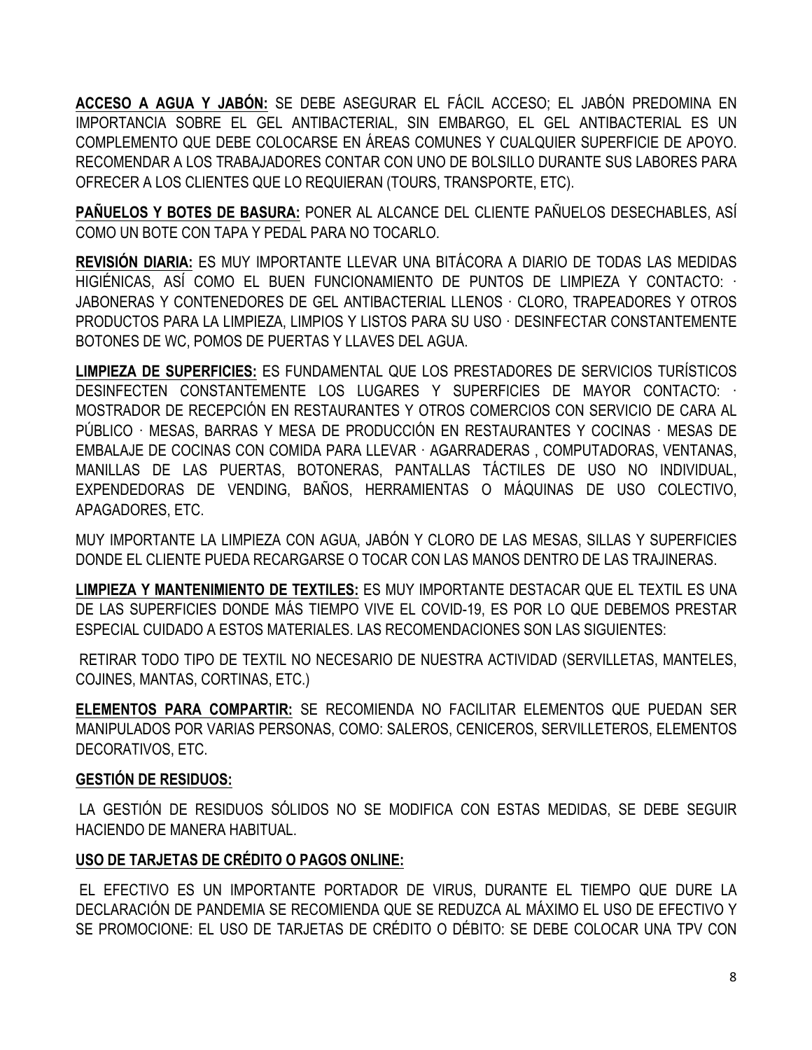**ACCESO A AGUA Y JABÓN:** SE DEBE ASEGURAR EL FÁCIL ACCESO; EL JABÓN PREDOMINA EN IMPORTANCIA SOBRE EL GEL ANTIBACTERIAL, SIN EMBARGO, EL GEL ANTIBACTERIAL ES UN COMPLEMENTO QUE DEBE COLOCARSE EN ÁREAS COMUNES Y CUALQUIER SUPERFICIE DE APOYO. RECOMENDAR A LOS TRABAJADORES CONTAR CON UNO DE BOLSILLO DURANTE SUS LABORES PARA OFRECER A LOS CLIENTES QUE LO REQUIERAN (TOURS, TRANSPORTE, ETC).

**PAÑUELOS Y BOTES DE BASURA:** PONER AL ALCANCE DEL CLIENTE PAÑUELOS DESECHABLES, ASÍ COMO UN BOTE CON TAPA Y PEDAL PARA NO TOCARLO.

**REVISIÓN DIARIA:** ES MUY IMPORTANTE LLEVAR UNA BITÁCORA A DIARIO DE TODAS LAS MEDIDAS HIGIÉNICAS, ASÍ COMO EL BUEN FUNCIONAMIENTO DE PUNTOS DE LIMPIEZA Y CONTACTO: · JABONERAS Y CONTENEDORES DE GEL ANTIBACTERIAL LLENOS · CLORO, TRAPEADORES Y OTROS PRODUCTOS PARA LA LIMPIEZA, LIMPIOS Y LISTOS PARA SU USO · DESINFECTAR CONSTANTEMENTE BOTONES DE WC, POMOS DE PUERTAS Y LLAVES DEL AGUA.

**LIMPIEZA DE SUPERFICIES:** ES FUNDAMENTAL QUE LOS PRESTADORES DE SERVICIOS TURÍSTICOS DESINFECTEN CONSTANTEMENTE LOS LUGARES Y SUPERFICIES DE MAYOR CONTACTO: · MOSTRADOR DE RECEPCIÓN EN RESTAURANTES Y OTROS COMERCIOS CON SERVICIO DE CARA AL PÚBLICO · MESAS, BARRAS Y MESA DE PRODUCCIÓN EN RESTAURANTES Y COCINAS · MESAS DE EMBALAJE DE COCINAS CON COMIDA PARA LLEVAR · AGARRADERAS , COMPUTADORAS, VENTANAS, MANILLAS DE LAS PUERTAS, BOTONERAS, PANTALLAS TÁCTILES DE USO NO INDIVIDUAL, EXPENDEDORAS DE VENDING, BAÑOS, HERRAMIENTAS O MÁQUINAS DE USO COLECTIVO, APAGADORES, ETC.

MUY IMPORTANTE LA LIMPIEZA CON AGUA, JABÓN Y CLORO DE LAS MESAS, SILLAS Y SUPERFICIES DONDE EL CLIENTE PUEDA RECARGARSE O TOCAR CON LAS MANOS DENTRO DE LAS TRAJINERAS.

**LIMPIEZA Y MANTENIMIENTO DE TEXTILES:** ES MUY IMPORTANTE DESTACAR QUE EL TEXTIL ES UNA DE LAS SUPERFICIES DONDE MÁS TIEMPO VIVE EL COVID-19, ES POR LO QUE DEBEMOS PRESTAR ESPECIAL CUIDADO A ESTOS MATERIALES. LAS RECOMENDACIONES SON LAS SIGUIENTES:

RETIRAR TODO TIPO DE TEXTIL NO NECESARIO DE NUESTRA ACTIVIDAD (SERVILLETAS, MANTELES, COJINES, MANTAS, CORTINAS, ETC.)

**ELEMENTOS PARA COMPARTIR:** SE RECOMIENDA NO FACILITAR ELEMENTOS QUE PUEDAN SER MANIPULADOS POR VARIAS PERSONAS, COMO: SALEROS, CENICEROS, SERVILLETEROS, ELEMENTOS DECORATIVOS, ETC.

**GESTIÓN DE RESIDUOS:**

LA GESTIÓN DE RESIDUOS SÓLIDOS NO SE MODIFICA CON ESTAS MEDIDAS, SE DEBE SEGUIR HACIENDO DE MANERA HABITUAL.

**USO DE TARJETAS DE CRÉDITO O PAGOS ONLINE:**

EL EFECTIVO ES UN IMPORTANTE PORTADOR DE VIRUS, DURANTE EL TIEMPO QUE DURE LA DECLARACIÓN DE PANDEMIA SE RECOMIENDA QUE SE REDUZCA AL MÁXIMO EL USO DE EFECTIVO Y SE PROMOCIONE: EL USO DE TARJETAS DE CRÉDITO O DÉBITO: SE DEBE COLOCAR UNA TPV CON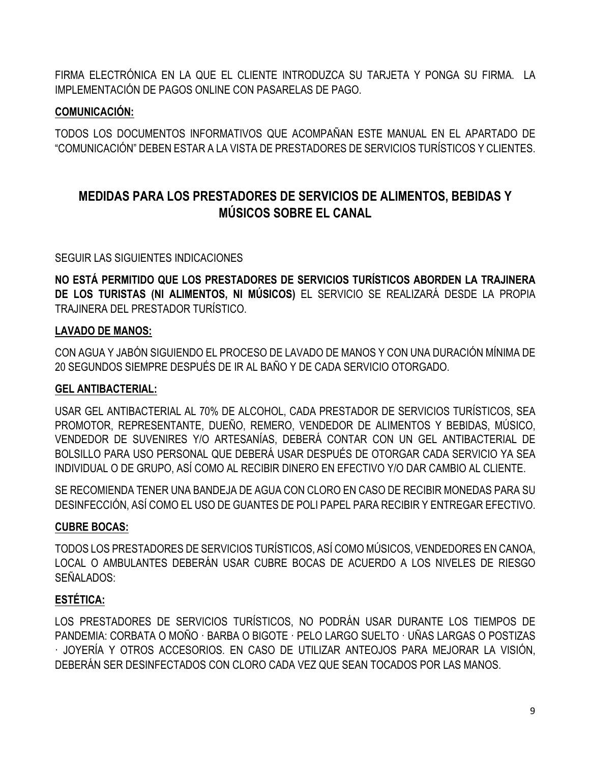FIRMA ELECTRÓNICA EN LA QUE EL CLIENTE INTRODUZCA SU TARJETA Y PONGA SU FIRMA. LA IMPLEMENTACIÓN DE PAGOS ONLINE CON PASARELAS DE PAGO.

**COMUNICACIÓN:**

TODOS LOS DOCUMENTOS INFORMATIVOS QUE ACOMPAÑAN ESTE MANUAL EN EL APARTADO DE "COMUNICACIÓN" DEBEN ESTAR A LA VISTA DE PRESTADORES DE SERVICIOS TURÍSTICOS Y CLIENTES.

## MEDIDAS PARA LOS PRESTADORES DE SERVICIOS DE ALIMENTOS, BEBIDAS Y MÚSICOS SOBRE EL CANAL

SEGUIR LAS SIGUIENTES INDICACIONES

**NO ESTÁ PERMITIDO QUE LOS PRESTADORES DE SERVICIOS TURÍSTICOS ABORDEN LA TRAJINERA DE LOS TURISTAS (NI ALIMENTOS, NI MÚSICOS)** EL SERVICIO SE REALIZARÁ DESDE LA PROPIA TRAJINERA DEL PRESTADOR TURÍSTICO.

**LAVADO DE MANOS:**

CON AGUA Y JABÓN SIGUIENDO EL PROCESO DE LAVADO DE MANOS Y CON UNA DURACIÓN MÍNIMA DE 20 SEGUNDOS SIEMPRE DESPUÉS DE IR AL BAÑO Y DE CADA SERVICIO OTORGADO.

**GEL ANTIBACTERIAL:**

USAR GEL ANTIBACTERIAL AL 70% DE ALCOHOL, CADA PRESTADOR DE SERVICIOS TURÍSTICOS, SEA PROMOTOR, REPRESENTANTE, DUEÑO, REMERO, VENDEDOR DE ALIMENTOS Y BEBIDAS, MÚSICO, VENDEDOR DE SUVENIRES Y/O ARTESANÍAS, DEBERÁ CONTAR CON UN GEL ANTIBACTERIAL DE BOLSILLO PARA USO PERSONAL QUE DEBERÁ USAR DESPUÉS DE OTORGAR CADA SERVICIO YA SEA INDIVIDUAL O DE GRUPO, ASÍ COMO AL RECIBIR DINERO EN EFECTIVO Y/O DAR CAMBIO AL CLIENTE.

SE RECOMIENDA TENER UNA BANDEJA DE AGUA CON CLORO EN CASO DE RECIBIR MONEDAS PARA SU DESINFECCIÓN, ASÍ COMO EL USO DE GUANTES DE POLI PAPEL PARA RECIBIR Y ENTREGAR EFECTIVO.

**CUBRE BOCAS:**

TODOS LOS PRESTADORES DE SERVICIOS TURÍSTICOS, ASÍ COMO MÚSICOS, VENDEDORES EN CANOA, LOCAL O AMBULANTES DEBERÁN USAR CUBRE BOCAS DE ACUERDO A LOS NIVELES DE RIESGO SEÑALADOS:

**ESTÉTICA:**

LOS PRESTADORES DE SERVICIOS TURÍSTICOS, NO PODRÁN USAR DURANTE LOS TIEMPOS DE PANDEMIA: CORBATA O MOÑO · BARBA O BIGOTE · PELO LARGO SUELTO · UÑAS LARGAS O POSTIZAS · JOYERÍA Y OTROS ACCESORIOS. EN CASO DE UTILIZAR ANTEOJOS PARA MEJORAR LA VISIÓN, DEBERÁN SER DESINFECTADOS CON CLORO CADA VEZ QUE SEAN TOCADOS POR LAS MANOS.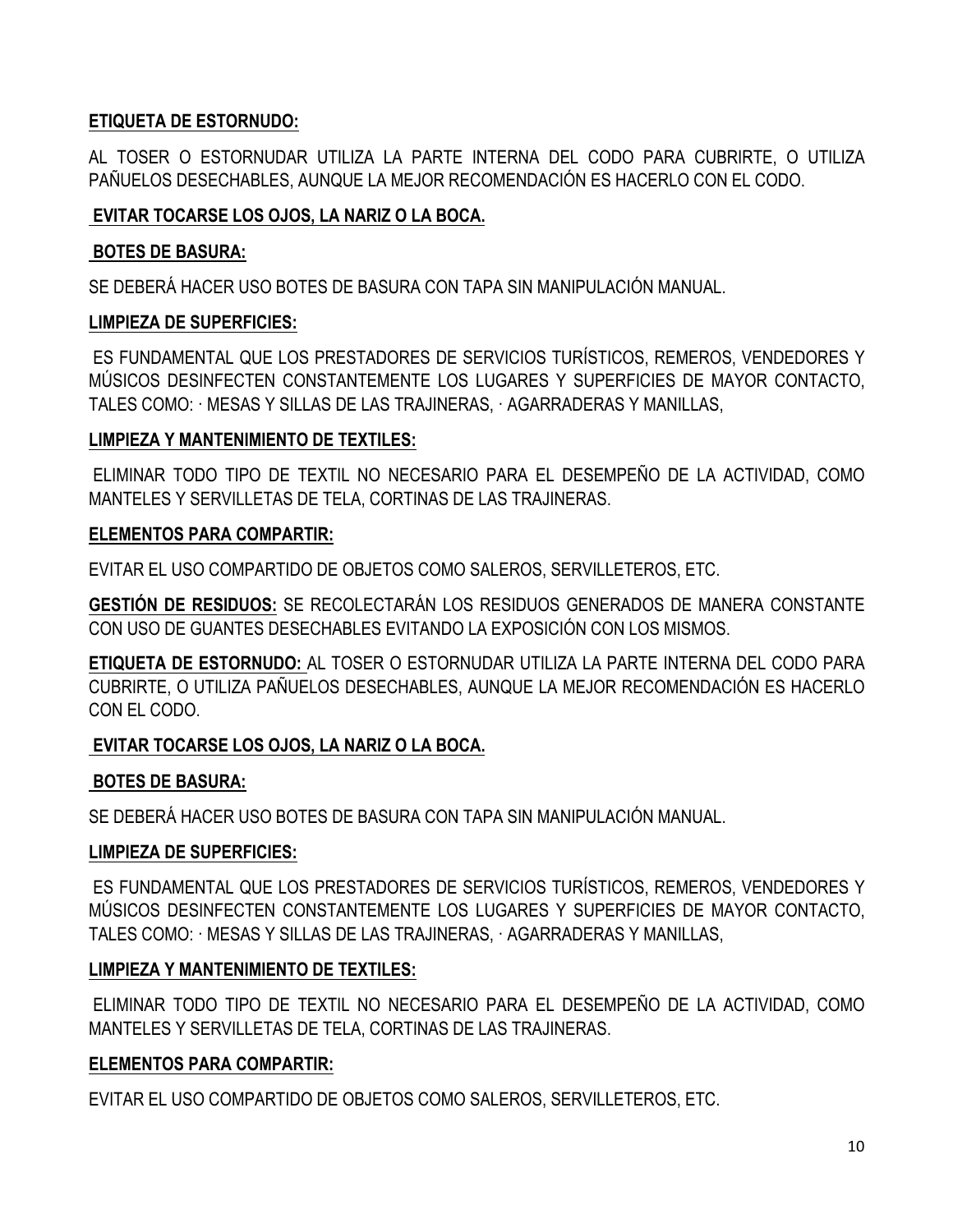**ETIQUETA DE ESTORNUDO:**

AL TOSER O ESTORNUDAR UTILIZA LA PARTE INTERNA DEL CODO PARA CUBRIRTE, O UTILIZA PAÑUELOS DESECHABLES, AUNQUE LA MEJOR RECOMENDACIÓN ES HACERLO CON EL CODO.

**EVITAR TOCARSE LOS OJOS, LA NARIZ O LA BOCA.**

**BOTES DE BASURA:**

SE DEBERÁ HACER USO BOTES DE BASURA CON TAPA SIN MANIPULACIÓN MANUAL.

**LIMPIEZA DE SUPERFICIES:**

ES FUNDAMENTAL QUE LOS PRESTADORES DE SERVICIOS TURÍSTICOS, REMEROS, VENDEDORES Y MÚSICOS DESINFECTEN CONSTANTEMENTE LOS LUGARES Y SUPERFICIES DE MAYOR CONTACTO, TALES COMO: · MESAS Y SILLAS DE LAS TRAJINERAS, · AGARRADERAS Y MANILLAS,

**LIMPIEZA Y MANTENIMIENTO DE TEXTILES:**

ELIMINAR TODO TIPO DE TEXTIL NO NECESARIO PARA EL DESEMPEÑO DE LA ACTIVIDAD, COMO MANTELES Y SERVILLETAS DE TELA, CORTINAS DE LAS TRAJINERAS.

**ELEMENTOS PARA COMPARTIR:**

EVITAR EL USO COMPARTIDO DE OBJETOS COMO SALEROS, SERVILLETEROS, ETC.

**GESTIÓN DE RESIDUOS:** SE RECOLECTARÁN LOS RESIDUOS GENERADOS DE MANERA CONSTANTE CON USO DE GUANTES DESECHABLES EVITANDO LA EXPOSICIÓN CON LOS MISMOS.

**ETIQUETA DE ESTORNUDO:** AL TOSER O ESTORNUDAR UTILIZA LA PARTE INTERNA DEL CODO PARA CUBRIRTE, O UTILIZA PAÑUELOS DESECHABLES, AUNQUE LA MEJOR RECOMENDACIÓN ES HACERLO CON EL CODO.

**EVITAR TOCARSE LOS OJOS, LA NARIZ O LA BOCA.**

**BOTES DE BASURA:**

SE DEBERÁ HACER USO BOTES DE BASURA CON TAPA SIN MANIPULACIÓN MANUAL.

**LIMPIEZA DE SUPERFICIES:**

ES FUNDAMENTAL QUE LOS PRESTADORES DE SERVICIOS TURÍSTICOS, REMEROS, VENDEDORES Y MÚSICOS DESINFECTEN CONSTANTEMENTE LOS LUGARES Y SUPERFICIES DE MAYOR CONTACTO, TALES COMO: · MESAS Y SILLAS DE LAS TRAJINERAS, · AGARRADERAS Y MANILLAS,

**LIMPIEZA Y MANTENIMIENTO DE TEXTILES:**

ELIMINAR TODO TIPO DE TEXTIL NO NECESARIO PARA EL DESEMPEÑO DE LA ACTIVIDAD, COMO MANTELES Y SERVILLETAS DE TELA, CORTINAS DE LAS TRAJINERAS.

**ELEMENTOS PARA COMPARTIR:**

EVITAR EL USO COMPARTIDO DE OBJETOS COMO SALEROS, SERVILLETEROS, ETC.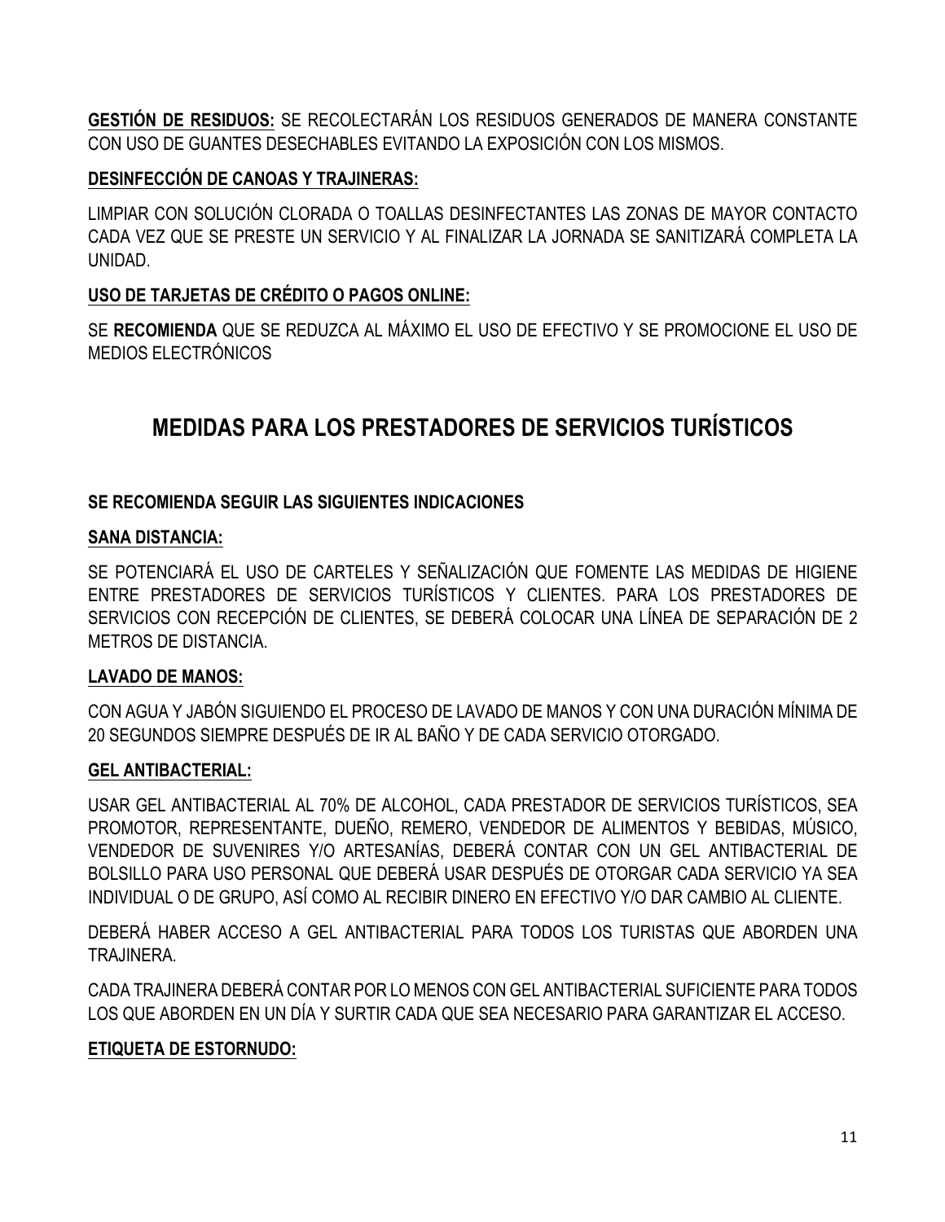**<u>GESTIÓN DE RESIDUOS:</u>** SE RECOLECTARÁN LOS RESIDUOS GENERADOS DE MANERA CONSTANTE CON USO DE GUANTES DESECHABLES EVITANDO LA EXPOSICIÓN CON LOS MISMOS.

**<u>DESINFECCIÓN DE CANOAS Y TRAJINERAS:</u>**

LIMPIAR CON SOLUCIÓN CLORADA O TOALLAS DESINFECTANTES LAS ZONAS DE MAYOR CONTACTO CADA VEZ QUE SE PRESTE UN SERVICIO Y AL FINALIZAR LA JORNADA SE SANITIZARÁ COMPLETA LA UNIDAD.

**<u>USO DE TARJETAS DE CRÉDITO O PAGOS ONLINE:</u>**

SE **RECOMIENDA** QUE SE REDUZCA AL MÁXIMO EL USO DE EFECTIVO Y SE PROMOCIONE EL USO DE MEDIOS ELECTRÓNICOS

## MEDIDAS PARA LOS PRESTADORES DE SERVICIOS TURÍSTICOS

**SE RECOMIENDA SEGUIR LAS SIGUIENTES INDICACIONES**

**<u>SANA DISTANCIA:</u>**

SE POTENCIARÁ EL USO DE CARTELES Y SEÑALIZACIÓN QUE FOMENTE LAS MEDIDAS DE HIGIENE ENTRE PRESTADORES DE SERVICIOS TURÍSTICOS Y CLIENTES. PARA LOS PRESTADORES DE SERVICIOS CON RECEPCIÓN DE CLIENTES, SE DEBERÁ COLOCAR UNA LÍNEA DE SEPARACIÓN DE 2 METROS DE DISTANCIA.

**<u>LAVADO DE MANOS:</u>**

CON AGUA Y JABÓN SIGUIENDO EL PROCESO DE LAVADO DE MANOS Y CON UNA DURACIÓN MÍNIMA DE 20 SEGUNDOS SIEMPRE DESPUÉS DE IR AL BAÑO Y DE CADA SERVICIO OTORGADO.

**<u>GEL ANTIBACTERIAL:</u>**

USAR GEL ANTIBACTERIAL AL 70% DE ALCOHOL, CADA PRESTADOR DE SERVICIOS TURÍSTICOS, SEA PROMOTOR, REPRESENTANTE, DUEÑO, REMERO, VENDEDOR DE ALIMENTOS Y BEBIDAS, MÚSICO, VENDEDOR DE SUVENIRES Y/O ARTESANÍAS, DEBERÁ CONTAR CON UN GEL ANTIBACTERIAL DE BOLSILLO PARA USO PERSONAL QUE DEBERÁ USAR DESPUÉS DE OTORGAR CADA SERVICIO YA SEA INDIVIDUAL O DE GRUPO, ASÍ COMO AL RECIBIR DINERO EN EFECTIVO Y/O DAR CAMBIO AL CLIENTE.

DEBERÁ HABER ACCESO A GEL ANTIBACTERIAL PARA TODOS LOS TURISTAS QUE ABORDEN UNA TRAJINERA.

CADA TRAJINERA DEBERÁ CONTAR POR LO MENOS CON GEL ANTIBACTERIAL SUFICIENTE PARA TODOS LOS QUE ABORDEN EN UN DÍA Y SURTIR CADA QUE SEA NECESARIO PARA GARANTIZAR EL ACCESO.

**<u>ETIQUETA DE ESTORNUDO:</u>**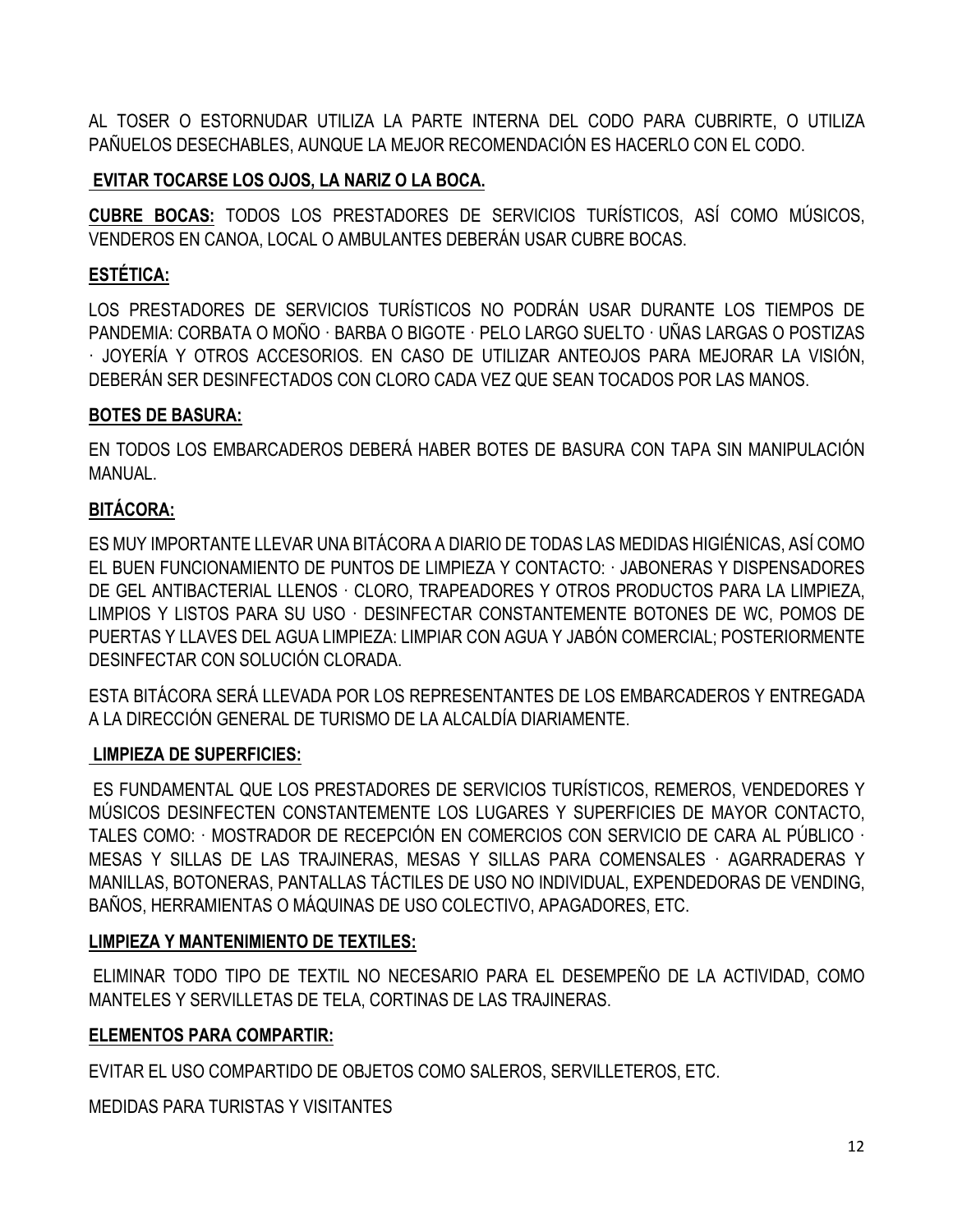AL TOSER O ESTORNUDAR UTILIZA LA PARTE INTERNA DEL CODO PARA CUBRIRTE, O UTILIZA PAÑUELOS DESECHABLES, AUNQUE LA MEJOR RECOMENDACIÓN ES HACERLO CON EL CODO.

**EVITAR TOCARSE LOS OJOS, LA NARIZ O LA BOCA.**

**CUBRE BOCAS:** TODOS LOS PRESTADORES DE SERVICIOS TURÍSTICOS, ASÍ COMO MÚSICOS, VENDEROS EN CANOA, LOCAL O AMBULANTES DEBERÁN USAR CUBRE BOCAS.

**ESTÉTICA:**

LOS PRESTADORES DE SERVICIOS TURÍSTICOS NO PODRÁN USAR DURANTE LOS TIEMPOS DE PANDEMIA: CORBATA O MOÑO · BARBA O BIGOTE · PELO LARGO SUELTO · UÑAS LARGAS O POSTIZAS · JOYERÍA Y OTROS ACCESORIOS. EN CASO DE UTILIZAR ANTEOJOS PARA MEJORAR LA VISIÓN, DEBERÁN SER DESINFECTADOS CON CLORO CADA VEZ QUE SEAN TOCADOS POR LAS MANOS.

**BOTES DE BASURA:**

EN TODOS LOS EMBARCADEROS DEBERÁ HABER BOTES DE BASURA CON TAPA SIN MANIPULACIÓN MANUAL.

**BITÁCORA:**

ES MUY IMPORTANTE LLEVAR UNA BITÁCORA A DIARIO DE TODAS LAS MEDIDAS HIGIÉNICAS, ASÍ COMO EL BUEN FUNCIONAMIENTO DE PUNTOS DE LIMPIEZA Y CONTACTO: · JABONERAS Y DISPENSADORES DE GEL ANTIBACTERIAL LLENOS · CLORO, TRAPEADORES Y OTROS PRODUCTOS PARA LA LIMPIEZA, LIMPIOS Y LISTOS PARA SU USO · DESINFECTAR CONSTANTEMENTE BOTONES DE WC, POMOS DE PUERTAS Y LLAVES DEL AGUA LIMPIEZA: LIMPIAR CON AGUA Y JABÓN COMERCIAL; POSTERIORMENTE DESINFECTAR CON SOLUCIÓN CLORADA.

ESTA BITÁCORA SERÁ LLEVADA POR LOS REPRESENTANTES DE LOS EMBARCADEROS Y ENTREGADA A LA DIRECCIÓN GENERAL DE TURISMO DE LA ALCALDÍA DIARIAMENTE.

**LIMPIEZA DE SUPERFICIES:**

ES FUNDAMENTAL QUE LOS PRESTADORES DE SERVICIOS TURÍSTICOS, REMEROS, VENDEDORES Y MÚSICOS DESINFECTEN CONSTANTEMENTE LOS LUGARES Y SUPERFICIES DE MAYOR CONTACTO, TALES COMO: · MOSTRADOR DE RECEPCIÓN EN COMERCIOS CON SERVICIO DE CARA AL PÚBLICO · MESAS Y SILLAS DE LAS TRAJINERAS, MESAS Y SILLAS PARA COMENSALES · AGARRADERAS Y MANILLAS, BOTONERAS, PANTALLAS TÁCTILES DE USO NO INDIVIDUAL, EXPENDEDORAS DE VENDING, BAÑOS, HERRAMIENTAS O MÁQUINAS DE USO COLECTIVO, APAGADORES, ETC.

**LIMPIEZA Y MANTENIMIENTO DE TEXTILES:**

ELIMINAR TODO TIPO DE TEXTIL NO NECESARIO PARA EL DESEMPEÑO DE LA ACTIVIDAD, COMO MANTELES Y SERVILLETAS DE TELA, CORTINAS DE LAS TRAJINERAS.

**ELEMENTOS PARA COMPARTIR:**

EVITAR EL USO COMPARTIDO DE OBJETOS COMO SALEROS, SERVILLETEROS, ETC.

MEDIDAS PARA TURISTAS Y VISITANTES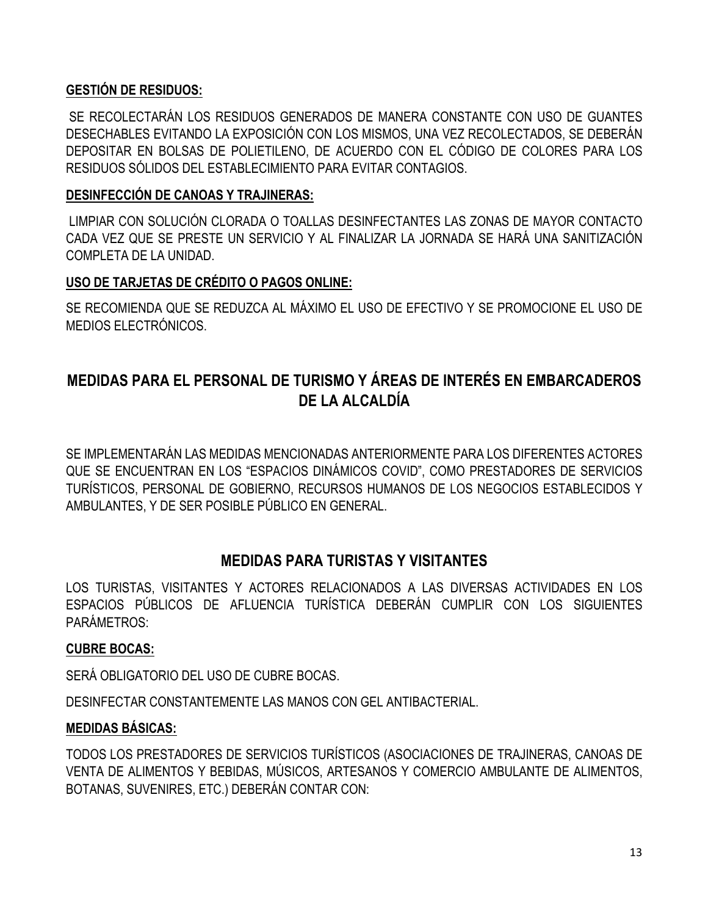**GESTIÓN DE RESIDUOS:**

SE RECOLECTARÁN LOS RESIDUOS GENERADOS DE MANERA CONSTANTE CON USO DE GUANTES DESECHABLES EVITANDO LA EXPOSICIÓN CON LOS MISMOS, UNA VEZ RECOLECTADOS, SE DEBERÁN DEPOSITAR EN BOLSAS DE POLIETILENO, DE ACUERDO CON EL CÓDIGO DE COLORES PARA LOS RESIDUOS SÓLIDOS DEL ESTABLECIMIENTO PARA EVITAR CONTAGIOS.

**DESINFECCIÓN DE CANOAS Y TRAJINERAS:**

LIMPIAR CON SOLUCIÓN CLORADA O TOALLAS DESINFECTANTES LAS ZONAS DE MAYOR CONTACTO CADA VEZ QUE SE PRESTE UN SERVICIO Y AL FINALIZAR LA JORNADA SE HARÁ UNA SANITIZACIÓN COMPLETA DE LA UNIDAD.

**USO DE TARJETAS DE CRÉDITO O PAGOS ONLINE:**

SE RECOMIENDA QUE SE REDUZCA AL MÁXIMO EL USO DE EFECTIVO Y SE PROMOCIONE EL USO DE MEDIOS ELECTRÓNICOS.

## MEDIDAS PARA EL PERSONAL DE TURISMO Y ÁREAS DE INTERÉS EN EMBARCADEROS DE LA ALCALDÍA

SE IMPLEMENTARÁN LAS MEDIDAS MENCIONADAS ANTERIORMENTE PARA LOS DIFERENTES ACTORES QUE SE ENCUENTRAN EN LOS "ESPACIOS DINÁMICOS COVID", COMO PRESTADORES DE SERVICIOS TURÍSTICOS, PERSONAL DE GOBIERNO, RECURSOS HUMANOS DE LOS NEGOCIOS ESTABLECIDOS Y AMBULANTES, Y DE SER POSIBLE PÚBLICO EN GENERAL.

## MEDIDAS PARA TURISTAS Y VISITANTES

LOS TURISTAS, VISITANTES Y ACTORES RELACIONADOS A LAS DIVERSAS ACTIVIDADES EN LOS ESPACIOS PÚBLICOS DE AFLUENCIA TURÍSTICA DEBERÁN CUMPLIR CON LOS SIGUIENTES PARÁMETROS:

**CUBRE BOCAS:**

SERÁ OBLIGATORIO DEL USO DE CUBRE BOCAS.

DESINFECTAR CONSTANTEMENTE LAS MANOS CON GEL ANTIBACTERIAL.

**MEDIDAS BÁSICAS:**

TODOS LOS PRESTADORES DE SERVICIOS TURÍSTICOS (ASOCIACIONES DE TRAJINERAS, CANOAS DE VENTA DE ALIMENTOS Y BEBIDAS, MÚSICOS, ARTESANOS Y COMERCIO AMBULANTE DE ALIMENTOS, BOTANAS, SUVENIRES, ETC.) DEBERÁN CONTAR CON: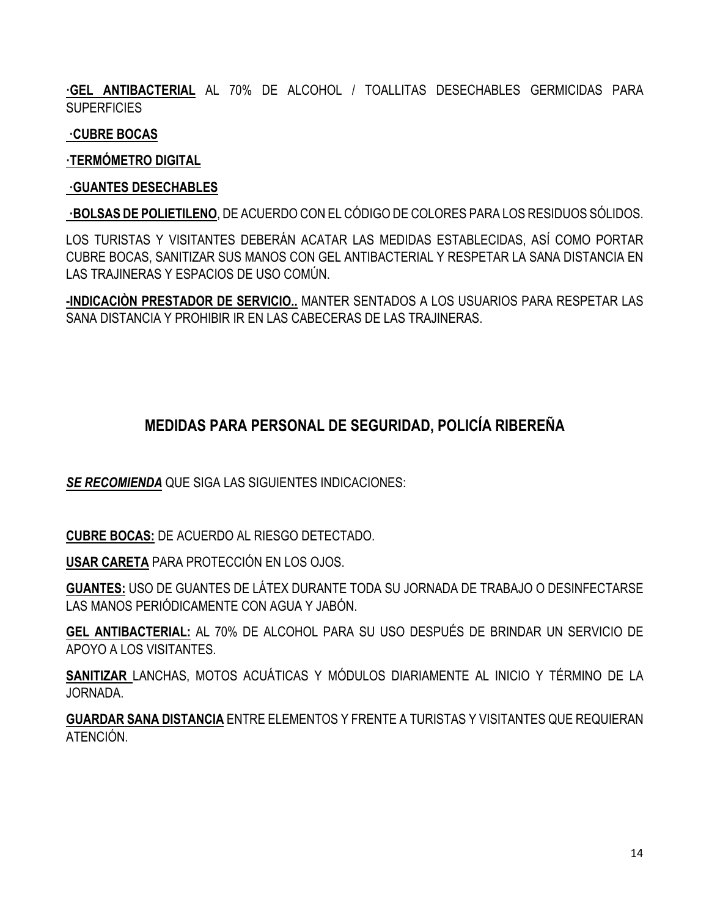·**GEL ANTIBACTERIAL** AL 70% DE ALCOHOL / TOALLITAS DESECHABLES GERMICIDAS PARA SUPERFICIES

·**CUBRE BOCAS**

·**TERMÓMETRO DIGITAL**

·**GUANTES DESECHABLES**

·**BOLSAS DE POLIETILENO**, DE ACUERDO CON EL CÓDIGO DE COLORES PARA LOS RESIDUOS SÓLIDOS.

LOS TURISTAS Y VISITANTES DEBERÁN ACATAR LAS MEDIDAS ESTABLECIDAS, ASÍ COMO PORTAR CUBRE BOCAS, SANITIZAR SUS MANOS CON GEL ANTIBACTERIAL Y RESPETAR LA SANA DISTANCIA EN LAS TRAJINERAS Y ESPACIOS DE USO COMÚN.

**-INDICACIÒN PRESTADOR DE SERVICIO..** MANTER SENTADOS A LOS USUARIOS PARA RESPETAR LAS SANA DISTANCIA Y PROHIBIR IR EN LAS CABECERAS DE LAS TRAJINERAS.

## MEDIDAS PARA PERSONAL DE SEGURIDAD, POLICÍA RIBEREÑA

***SE RECOMIENDA*** QUE SIGA LAS SIGUIENTES INDICACIONES:

**CUBRE BOCAS:** DE ACUERDO AL RIESGO DETECTADO.

**USAR CARETA** PARA PROTECCIÓN EN LOS OJOS.

**GUANTES:** USO DE GUANTES DE LÁTEX DURANTE TODA SU JORNADA DE TRABAJO O DESINFECTARSE LAS MANOS PERIÓDICAMENTE CON AGUA Y JABÓN.

**GEL ANTIBACTERIAL:** AL 70% DE ALCOHOL PARA SU USO DESPUÉS DE BRINDAR UN SERVICIO DE APOYO A LOS VISITANTES.

**SANITIZAR** LANCHAS, MOTOS ACUÁTICAS Y MÓDULOS DIARIAMENTE AL INICIO Y TÉRMINO DE LA JORNADA.

**GUARDAR SANA DISTANCIA** ENTRE ELEMENTOS Y FRENTE A TURISTAS Y VISITANTES QUE REQUIERAN ATENCIÓN.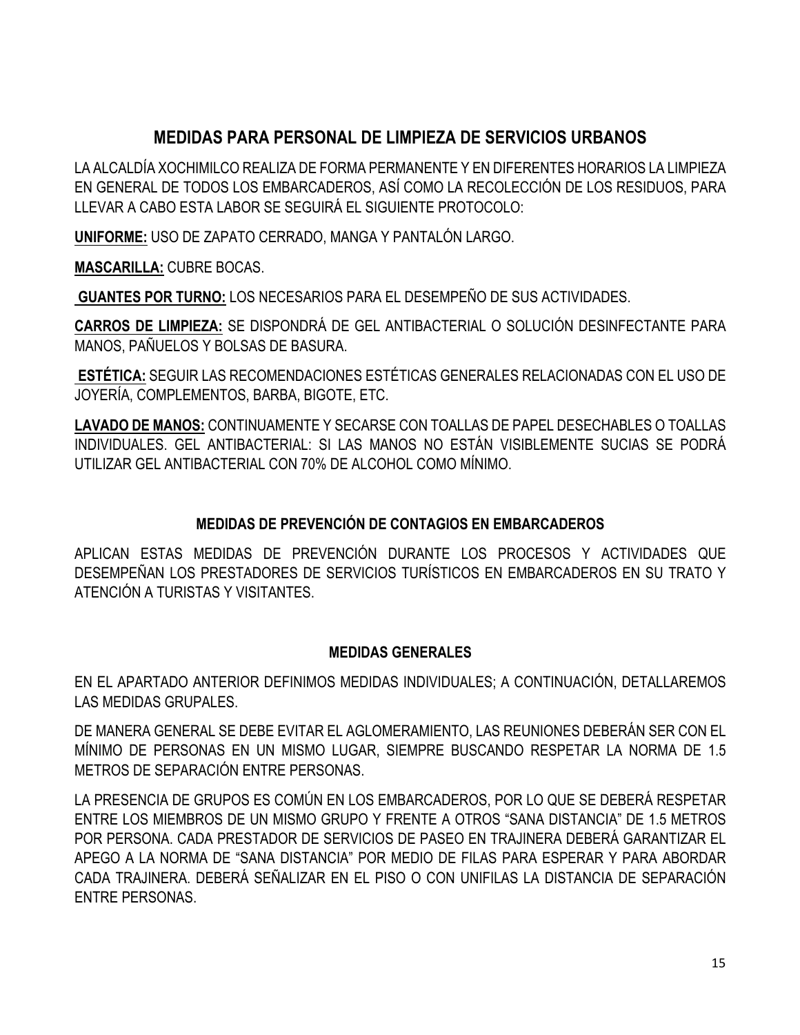## MEDIDAS PARA PERSONAL DE LIMPIEZA DE SERVICIOS URBANOS

LA ALCALDÍA XOCHIMILCO REALIZA DE FORMA PERMANENTE Y EN DIFERENTES HORARIOS LA LIMPIEZA EN GENERAL DE TODOS LOS EMBARCADEROS, ASÍ COMO LA RECOLECCIÓN DE LOS RESIDUOS, PARA LLEVAR A CABO ESTA LABOR SE SEGUIRÁ EL SIGUIENTE PROTOCOLO:

**UNIFORME:** USO DE ZAPATO CERRADO, MANGA Y PANTALÓN LARGO.

**MASCARILLA:** CUBRE BOCAS.

**GUANTES POR TURNO:** LOS NECESARIOS PARA EL DESEMPEÑO DE SUS ACTIVIDADES.

**CARROS DE LIMPIEZA:** SE DISPONDRÁ DE GEL ANTIBACTERIAL O SOLUCIÓN DESINFECTANTE PARA MANOS, PAÑUELOS Y BOLSAS DE BASURA.

**ESTÉTICA:** SEGUIR LAS RECOMENDACIONES ESTÉTICAS GENERALES RELACIONADAS CON EL USO DE JOYERÍA, COMPLEMENTOS, BARBA, BIGOTE, ETC.

**LAVADO DE MANOS:** CONTINUAMENTE Y SECARSE CON TOALLAS DE PAPEL DESECHABLES O TOALLAS INDIVIDUALES. GEL ANTIBACTERIAL: SI LAS MANOS NO ESTÁN VISIBLEMENTE SUCIAS SE PODRÁ UTILIZAR GEL ANTIBACTERIAL CON 70% DE ALCOHOL COMO MÍNIMO.

### MEDIDAS DE PREVENCIÓN DE CONTAGIOS EN EMBARCADEROS

APLICAN ESTAS MEDIDAS DE PREVENCIÓN DURANTE LOS PROCESOS Y ACTIVIDADES QUE DESEMPEÑAN LOS PRESTADORES DE SERVICIOS TURÍSTICOS EN EMBARCADEROS EN SU TRATO Y ATENCIÓN A TURISTAS Y VISITANTES.

### MEDIDAS GENERALES

EN EL APARTADO ANTERIOR DEFINIMOS MEDIDAS INDIVIDUALES; A CONTINUACIÓN, DETALLAREMOS LAS MEDIDAS GRUPALES.

DE MANERA GENERAL SE DEBE EVITAR EL AGLOMERAMIENTO, LAS REUNIONES DEBERÁN SER CON EL MÍNIMO DE PERSONAS EN UN MISMO LUGAR, SIEMPRE BUSCANDO RESPETAR LA NORMA DE 1.5 METROS DE SEPARACIÓN ENTRE PERSONAS.

LA PRESENCIA DE GRUPOS ES COMÚN EN LOS EMBARCADEROS, POR LO QUE SE DEBERÁ RESPETAR ENTRE LOS MIEMBROS DE UN MISMO GRUPO Y FRENTE A OTROS "SANA DISTANCIA" DE 1.5 METROS POR PERSONA. CADA PRESTADOR DE SERVICIOS DE PASEO EN TRAJINERA DEBERÁ GARANTIZAR EL APEGO A LA NORMA DE "SANA DISTANCIA" POR MEDIO DE FILAS PARA ESPERAR Y PARA ABORDAR CADA TRAJINERA. DEBERÁ SEÑALIZAR EN EL PISO O CON UNIFILAS LA DISTANCIA DE SEPARACIÓN ENTRE PERSONAS.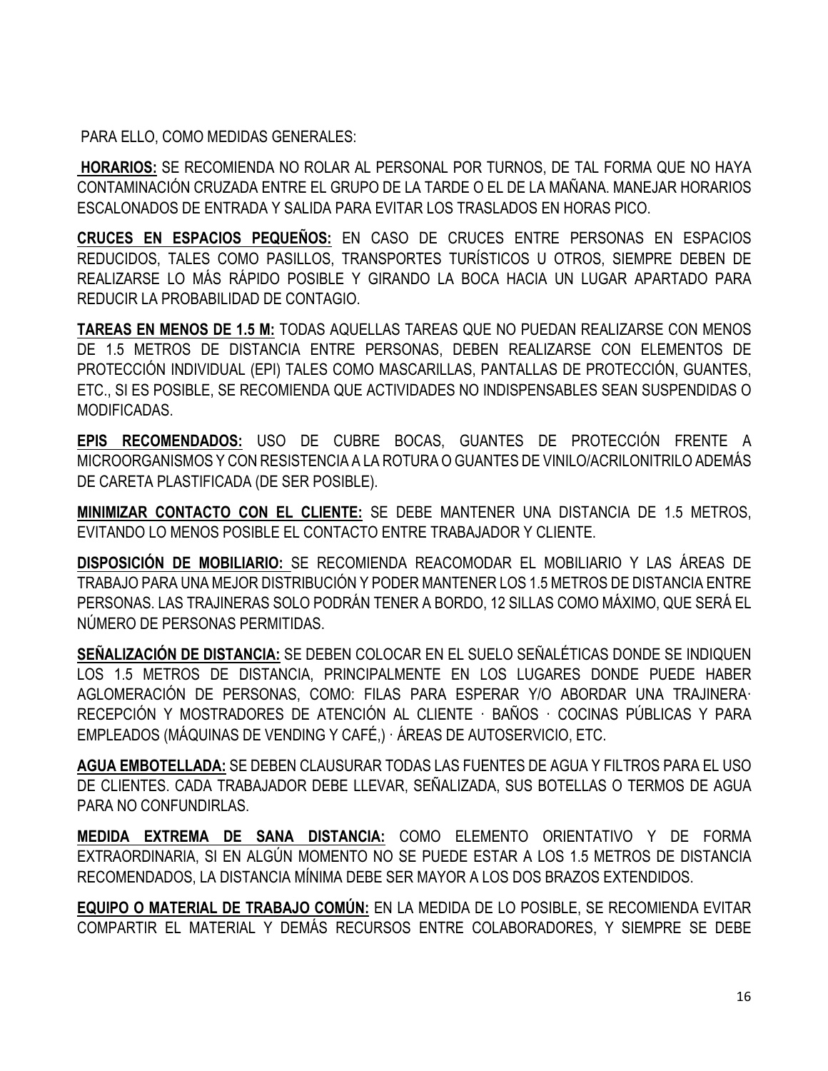PARA ELLO, COMO MEDIDAS GENERALES:

**HORARIOS:** SE RECOMIENDA NO ROLAR AL PERSONAL POR TURNOS, DE TAL FORMA QUE NO HAYA CONTAMINACIÓN CRUZADA ENTRE EL GRUPO DE LA TARDE O EL DE LA MAÑANA. MANEJAR HORARIOS ESCALONADOS DE ENTRADA Y SALIDA PARA EVITAR LOS TRASLADOS EN HORAS PICO.

**CRUCES EN ESPACIOS PEQUEÑOS:** EN CASO DE CRUCES ENTRE PERSONAS EN ESPACIOS REDUCIDOS, TALES COMO PASILLOS, TRANSPORTES TURÍSTICOS U OTROS, SIEMPRE DEBEN DE REALIZARSE LO MÁS RÁPIDO POSIBLE Y GIRANDO LA BOCA HACIA UN LUGAR APARTADO PARA REDUCIR LA PROBABILIDAD DE CONTAGIO.

**TAREAS EN MENOS DE 1.5 M:** TODAS AQUELLAS TAREAS QUE NO PUEDAN REALIZARSE CON MENOS DE 1.5 METROS DE DISTANCIA ENTRE PERSONAS, DEBEN REALIZARSE CON ELEMENTOS DE PROTECCIÓN INDIVIDUAL (EPI) TALES COMO MASCARILLAS, PANTALLAS DE PROTECCIÓN, GUANTES, ETC., SI ES POSIBLE, SE RECOMIENDA QUE ACTIVIDADES NO INDISPENSABLES SEAN SUSPENDIDAS O MODIFICADAS.

**EPIS RECOMENDADOS:** USO DE CUBRE BOCAS, GUANTES DE PROTECCIÓN FRENTE A MICROORGANISMOS Y CON RESISTENCIA A LA ROTURA O GUANTES DE VINILO/ACRILONITRILO ADEMÁS DE CARETA PLASTIFICADA (DE SER POSIBLE).

**MINIMIZAR CONTACTO CON EL CLIENTE:** SE DEBE MANTENER UNA DISTANCIA DE 1.5 METROS, EVITANDO LO MENOS POSIBLE EL CONTACTO ENTRE TRABAJADOR Y CLIENTE.

**DISPOSICIÓN DE MOBILIARIO:** SE RECOMIENDA REACOMODAR EL MOBILIARIO Y LAS ÁREAS DE TRABAJO PARA UNA MEJOR DISTRIBUCIÓN Y PODER MANTENER LOS 1.5 METROS DE DISTANCIA ENTRE PERSONAS. LAS TRAJINERAS SOLO PODRÁN TENER A BORDO, 12 SILLAS COMO MÁXIMO, QUE SERÁ EL NÚMERO DE PERSONAS PERMITIDAS.

**SEÑALIZACIÓN DE DISTANCIA:** SE DEBEN COLOCAR EN EL SUELO SEÑALÉTICAS DONDE SE INDIQUEN LOS 1.5 METROS DE DISTANCIA, PRINCIPALMENTE EN LOS LUGARES DONDE PUEDE HABER AGLOMERACIÓN DE PERSONAS, COMO: FILAS PARA ESPERAR Y/O ABORDAR UNA TRAJINERA· RECEPCIÓN Y MOSTRADORES DE ATENCIÓN AL CLIENTE · BAÑOS · COCINAS PÚBLICAS Y PARA EMPLEADOS (MÁQUINAS DE VENDING Y CAFÉ,) · ÁREAS DE AUTOSERVICIO, ETC.

**AGUA EMBOTELLADA:** SE DEBEN CLAUSURAR TODAS LAS FUENTES DE AGUA Y FILTROS PARA EL USO DE CLIENTES. CADA TRABAJADOR DEBE LLEVAR, SEÑALIZADA, SUS BOTELLAS O TERMOS DE AGUA PARA NO CONFUNDIRLAS.

**MEDIDA EXTREMA DE SANA DISTANCIA:** COMO ELEMENTO ORIENTATIVO Y DE FORMA EXTRAORDINARIA, SI EN ALGÚN MOMENTO NO SE PUEDE ESTAR A LOS 1.5 METROS DE DISTANCIA RECOMENDADOS, LA DISTANCIA MÍNIMA DEBE SER MAYOR A LOS DOS BRAZOS EXTENDIDOS.

**EQUIPO O MATERIAL DE TRABAJO COMÚN:** EN LA MEDIDA DE LO POSIBLE, SE RECOMIENDA EVITAR COMPARTIR EL MATERIAL Y DEMÁS RECURSOS ENTRE COLABORADORES, Y SIEMPRE SE DEBE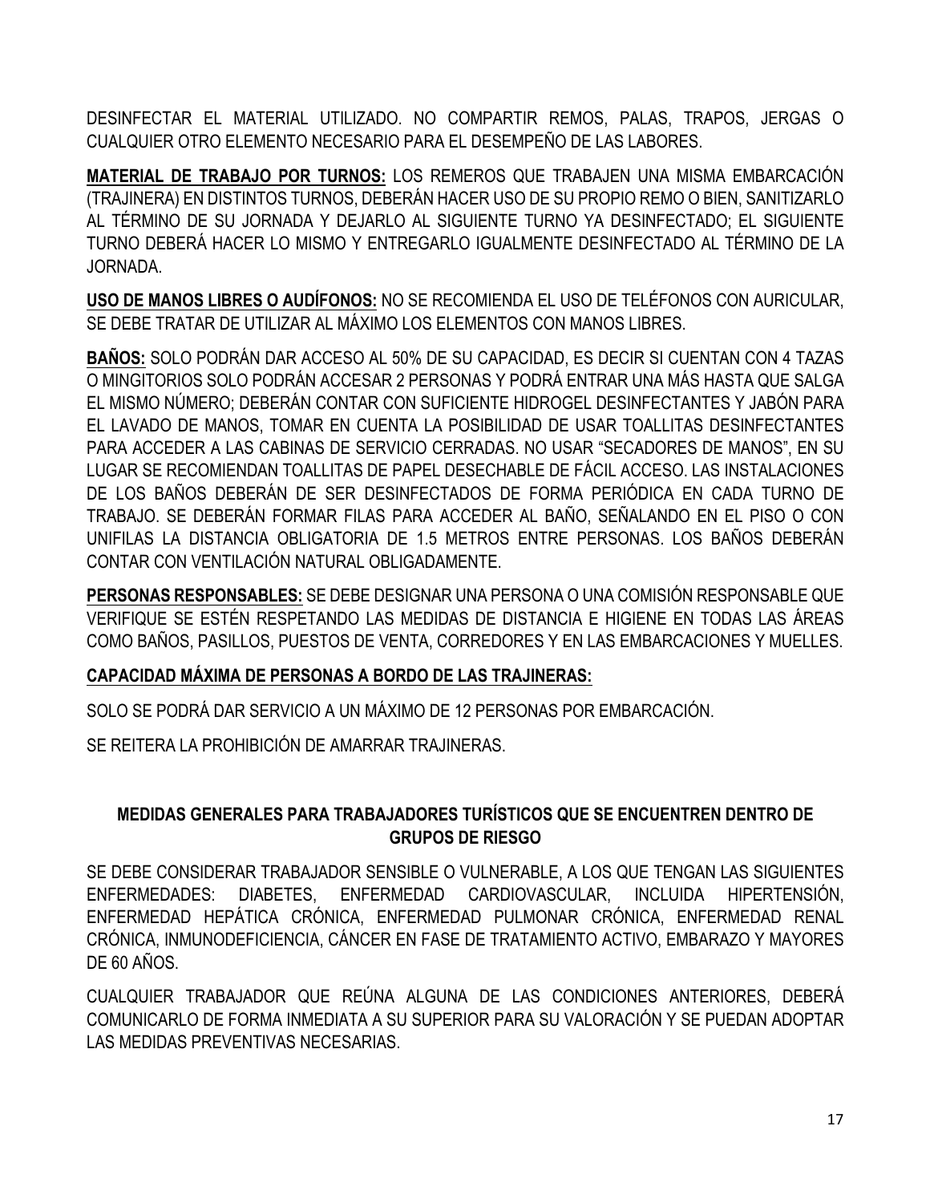DESINFECTAR EL MATERIAL UTILIZADO. NO COMPARTIR REMOS, PALAS, TRAPOS, JERGAS O CUALQUIER OTRO ELEMENTO NECESARIO PARA EL DESEMPEÑO DE LAS LABORES.

**MATERIAL DE TRABAJO POR TURNOS:** LOS REMEROS QUE TRABAJEN UNA MISMA EMBARCACIÓN (TRAJINERA) EN DISTINTOS TURNOS, DEBERÁN HACER USO DE SU PROPIO REMO O BIEN, SANITIZARLO AL TÉRMINO DE SU JORNADA Y DEJARLO AL SIGUIENTE TURNO YA DESINFECTADO; EL SIGUIENTE TURNO DEBERÁ HACER LO MISMO Y ENTREGARLO IGUALMENTE DESINFECTADO AL TÉRMINO DE LA JORNADA.

**USO DE MANOS LIBRES O AUDÍFONOS:** NO SE RECOMIENDA EL USO DE TELÉFONOS CON AURICULAR, SE DEBE TRATAR DE UTILIZAR AL MÁXIMO LOS ELEMENTOS CON MANOS LIBRES.

**BAÑOS:** SOLO PODRÁN DAR ACCESO AL 50% DE SU CAPACIDAD, ES DECIR SI CUENTAN CON 4 TAZAS O MINGITORIOS SOLO PODRÁN ACCESAR 2 PERSONAS Y PODRÁ ENTRAR UNA MÁS HASTA QUE SALGA EL MISMO NÚMERO; DEBERÁN CONTAR CON SUFICIENTE HIDROGEL DESINFECTANTES Y JABÓN PARA EL LAVADO DE MANOS, TOMAR EN CUENTA LA POSIBILIDAD DE USAR TOALLITAS DESINFECTANTES PARA ACCEDER A LAS CABINAS DE SERVICIO CERRADAS. NO USAR "SECADORES DE MANOS", EN SU LUGAR SE RECOMIENDAN TOALLITAS DE PAPEL DESECHABLE DE FÁCIL ACCESO. LAS INSTALACIONES DE LOS BAÑOS DEBERÁN DE SER DESINFECTADOS DE FORMA PERIÓDICA EN CADA TURNO DE TRABAJO. SE DEBERÁN FORMAR FILAS PARA ACCEDER AL BAÑO, SEÑALANDO EN EL PISO O CON UNIFILAS LA DISTANCIA OBLIGATORIA DE 1.5 METROS ENTRE PERSONAS. LOS BAÑOS DEBERÁN CONTAR CON VENTILACIÓN NATURAL OBLIGADAMENTE.

**PERSONAS RESPONSABLES:** SE DEBE DESIGNAR UNA PERSONA O UNA COMISIÓN RESPONSABLE QUE VERIFIQUE SE ESTÉN RESPETANDO LAS MEDIDAS DE DISTANCIA E HIGIENE EN TODAS LAS ÁREAS COMO BAÑOS, PASILLOS, PUESTOS DE VENTA, CORREDORES Y EN LAS EMBARCACIONES Y MUELLES.

**CAPACIDAD MÁXIMA DE PERSONAS A BORDO DE LAS TRAJINERAS:**

SOLO SE PODRÁ DAR SERVICIO A UN MÁXIMO DE 12 PERSONAS POR EMBARCACIÓN.

SE REITERA LA PROHIBICIÓN DE AMARRAR TRAJINERAS.

## MEDIDAS GENERALES PARA TRABAJADORES TURÍSTICOS QUE SE ENCUENTREN DENTRO DE GRUPOS DE RIESGO

SE DEBE CONSIDERAR TRABAJADOR SENSIBLE O VULNERABLE, A LOS QUE TENGAN LAS SIGUIENTES ENFERMEDADES: DIABETES, ENFERMEDAD CARDIOVASCULAR, INCLUIDA HIPERTENSIÓN, ENFERMEDAD HEPÁTICA CRÓNICA, ENFERMEDAD PULMONAR CRÓNICA, ENFERMEDAD RENAL CRÓNICA, INMUNODEFICIENCIA, CÁNCER EN FASE DE TRATAMIENTO ACTIVO, EMBARAZO Y MAYORES DE 60 AÑOS.

CUALQUIER TRABAJADOR QUE REÚNA ALGUNA DE LAS CONDICIONES ANTERIORES, DEBERÁ COMUNICARLO DE FORMA INMEDIATA A SU SUPERIOR PARA SU VALORACIÓN Y SE PUEDAN ADOPTAR LAS MEDIDAS PREVENTIVAS NECESARIAS.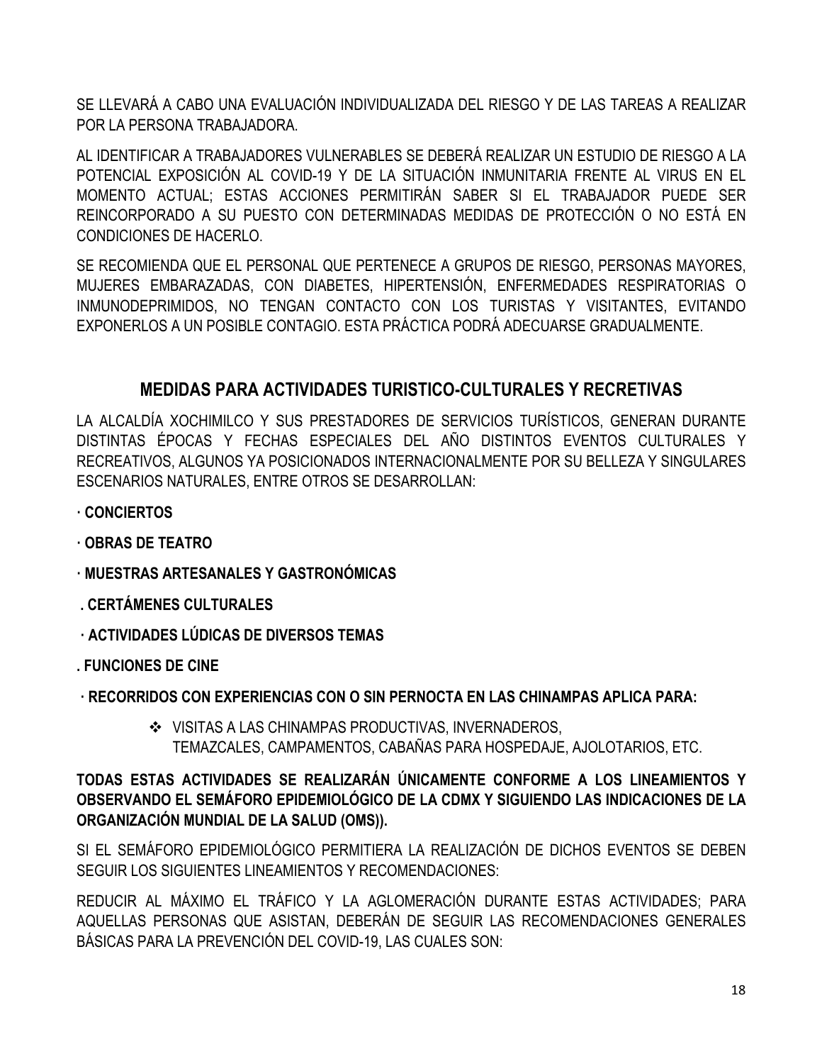SE LLEVARÁ A CABO UNA EVALUACIÓN INDIVIDUALIZADA DEL RIESGO Y DE LAS TAREAS A REALIZAR POR LA PERSONA TRABAJADORA.

AL IDENTIFICAR A TRABAJADORES VULNERABLES SE DEBERÁ REALIZAR UN ESTUDIO DE RIESGO A LA POTENCIAL EXPOSICIÓN AL COVID-19 Y DE LA SITUACIÓN INMUNITARIA FRENTE AL VIRUS EN EL MOMENTO ACTUAL; ESTAS ACCIONES PERMITIRÁN SABER SI EL TRABAJADOR PUEDE SER REINCORPORADO A SU PUESTO CON DETERMINADAS MEDIDAS DE PROTECCIÓN O NO ESTÁ EN CONDICIONES DE HACERLO.

SE RECOMIENDA QUE EL PERSONAL QUE PERTENECE A GRUPOS DE RIESGO, PERSONAS MAYORES, MUJERES EMBARAZADAS, CON DIABETES, HIPERTENSIÓN, ENFERMEDADES RESPIRATORIAS O INMUNODEPRIMIDOS, NO TENGAN CONTACTO CON LOS TURISTAS Y VISITANTES, EVITANDO EXPONERLOS A UN POSIBLE CONTAGIO. ESTA PRÁCTICA PODRÁ ADECUARSE GRADUALMENTE.

## MEDIDAS PARA ACTIVIDADES TURISTICO-CULTURALES Y RECRETIVAS

LA ALCALDÍA XOCHIMILCO Y SUS PRESTADORES DE SERVICIOS TURÍSTICOS, GENERAN DURANTE DISTINTAS ÉPOCAS Y FECHAS ESPECIALES DEL AÑO DISTINTOS EVENTOS CULTURALES Y RECREATIVOS, ALGUNOS YA POSICIONADOS INTERNACIONALMENTE POR SU BELLEZA Y SINGULARES ESCENARIOS NATURALES, ENTRE OTROS SE DESARROLLAN:

- **CONCIERTOS**
- **OBRAS DE TEATRO**
- **MUESTRAS ARTESANALES Y GASTRONÓMICAS**
- **CERTÁMENES CULTURALES**
- **ACTIVIDADES LÚDICAS DE DIVERSOS TEMAS**
- **FUNCIONES DE CINE**
- **RECORRIDOS CON EXPERIENCIAS CON O SIN PERNOCTA EN LAS CHINAMPAS APLICA PARA:**
  - VISITAS A LAS CHINAMPAS PRODUCTIVAS, INVERNADEROS, TEMAZCALES, CAMPAMENTOS, CABAÑAS PARA HOSPEDAJE, AJOLOTARIOS, ETC.

**TODAS ESTAS ACTIVIDADES SE REALIZARÁN ÚNICAMENTE CONFORME A LOS LINEAMIENTOS Y OBSERVANDO EL SEMÁFORO EPIDEMIOLÓGICO DE LA CDMX Y SIGUIENDO LAS INDICACIONES DE LA ORGANIZACIÓN MUNDIAL DE LA SALUD (OMS)).**

SI EL SEMÁFORO EPIDEMIOLÓGICO PERMITIERA LA REALIZACIÓN DE DICHOS EVENTOS SE DEBEN SEGUIR LOS SIGUIENTES LINEAMIENTOS Y RECOMENDACIONES:

REDUCIR AL MÁXIMO EL TRÁFICO Y LA AGLOMERACIÓN DURANTE ESTAS ACTIVIDADES; PARA AQUELLAS PERSONAS QUE ASISTAN, DEBERÁN DE SEGUIR LAS RECOMENDACIONES GENERALES BÁSICAS PARA LA PREVENCIÓN DEL COVID-19, LAS CUALES SON: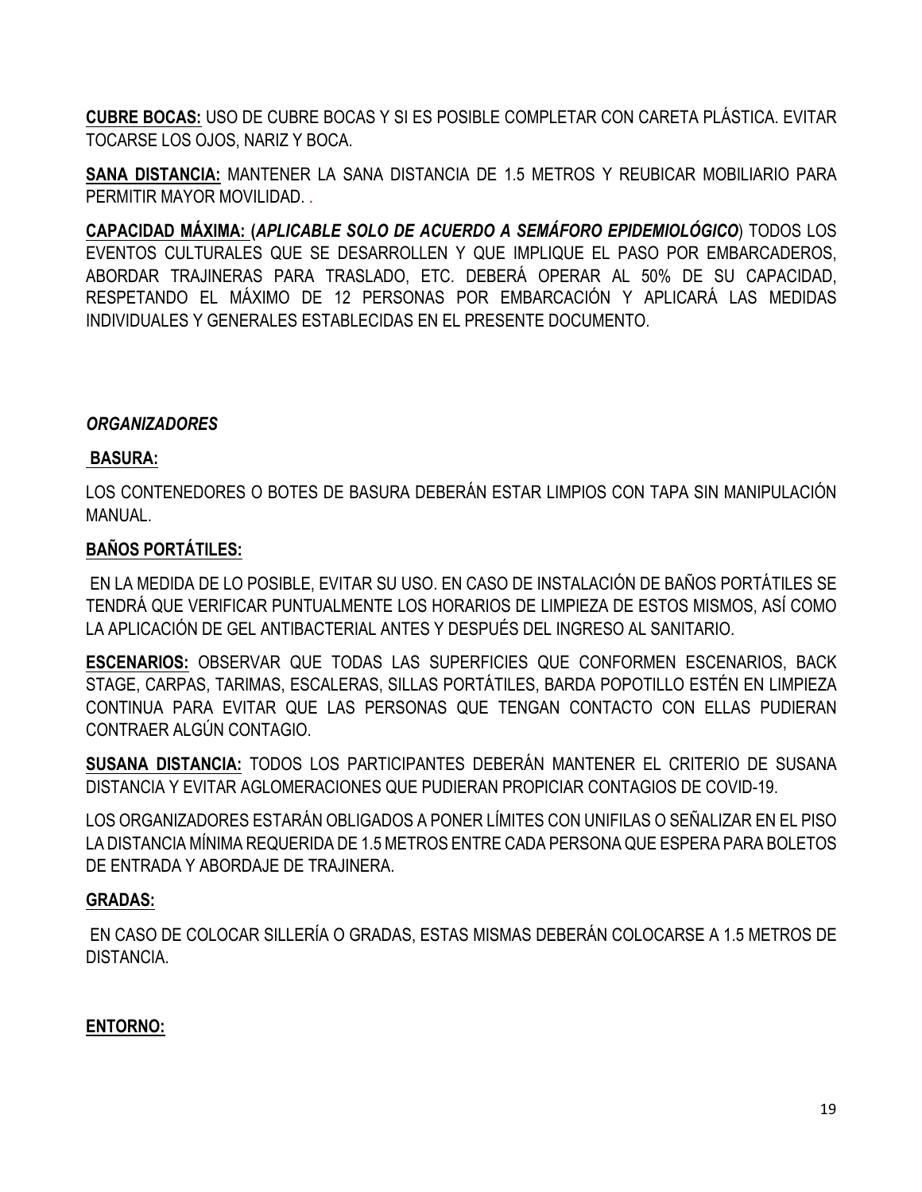**CUBRE BOCAS:** USO DE CUBRE BOCAS Y SI ES POSIBLE COMPLETAR CON CARETA PLÁSTICA. EVITAR TOCARSE LOS OJOS, NARIZ Y BOCA.

**SANA DISTANCIA:** MANTENER LA SANA DISTANCIA DE 1.5 METROS Y REUBICAR MOBILIARIO PARA PERMITIR MAYOR MOVILIDAD. .

**CAPACIDAD MÁXIMA: (*APLICABLE SOLO DE ACUERDO A SEMÁFORO EPIDEMIOLÓGICO*)** TODOS LOS EVENTOS CULTURALES QUE SE DESARROLLEN Y QUE IMPLIQUE EL PASO POR EMBARCADEROS, ABORDAR TRAJINERAS PARA TRASLADO, ETC. DEBERÁ OPERAR AL 50% DE SU CAPACIDAD, RESPETANDO EL MÁXIMO DE 12 PERSONAS POR EMBARCACIÓN Y APLICARÁ LAS MEDIDAS INDIVIDUALES Y GENERALES ESTABLECIDAS EN EL PRESENTE DOCUMENTO.

***ORGANIZADORES***

**BASURA:**

LOS CONTENEDORES O BOTES DE BASURA DEBERÁN ESTAR LIMPIOS CON TAPA SIN MANIPULACIÓN MANUAL.

**BAÑOS PORTÁTILES:**

EN LA MEDIDA DE LO POSIBLE, EVITAR SU USO. EN CASO DE INSTALACIÓN DE BAÑOS PORTÁTILES SE TENDRÁ QUE VERIFICAR PUNTUALMENTE LOS HORARIOS DE LIMPIEZA DE ESTOS MISMOS, ASÍ COMO LA APLICACIÓN DE GEL ANTIBACTERIAL ANTES Y DESPUÉS DEL INGRESO AL SANITARIO.

**ESCENARIOS:** OBSERVAR QUE TODAS LAS SUPERFICIES QUE CONFORMEN ESCENARIOS, BACK STAGE, CARPAS, TARIMAS, ESCALERAS, SILLAS PORTÁTILES, BARDA POPOTILLO ESTÉN EN LIMPIEZA CONTINUA PARA EVITAR QUE LAS PERSONAS QUE TENGAN CONTACTO CON ELLAS PUDIERAN CONTRAER ALGÚN CONTAGIO.

**SUSANA DISTANCIA:** TODOS LOS PARTICIPANTES DEBERÁN MANTENER EL CRITERIO DE SUSANA DISTANCIA Y EVITAR AGLOMERACIONES QUE PUDIERAN PROPICIAR CONTAGIOS DE COVID-19.

LOS ORGANIZADORES ESTARÁN OBLIGADOS A PONER LÍMITES CON UNIFILAS O SEÑALIZAR EN EL PISO LA DISTANCIA MÍNIMA REQUERIDA DE 1.5 METROS ENTRE CADA PERSONA QUE ESPERA PARA BOLETOS DE ENTRADA Y ABORDAJE DE TRAJINERA.

**GRADAS:**

EN CASO DE COLOCAR SILLERÍA O GRADAS, ESTAS MISMAS DEBERÁN COLOCARSE A 1.5 METROS DE DISTANCIA.

**ENTORNO:**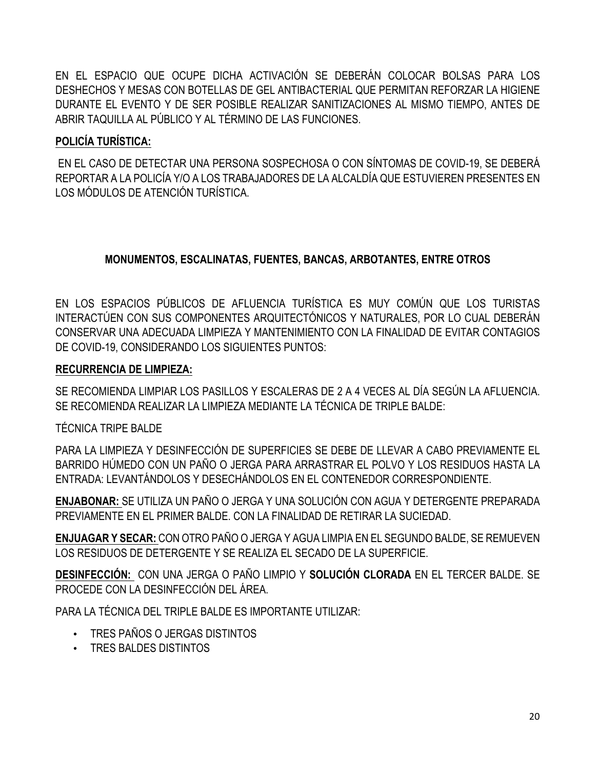EN EL ESPACIO QUE OCUPE DICHA ACTIVACIÓN SE DEBERÁN COLOCAR BOLSAS PARA LOS DESHECHOS Y MESAS CON BOTELLAS DE GEL ANTIBACTERIAL QUE PERMITAN REFORZAR LA HIGIENE DURANTE EL EVENTO Y DE SER POSIBLE REALIZAR SANITIZACIONES AL MISMO TIEMPO, ANTES DE ABRIR TAQUILLA AL PÚBLICO Y AL TÉRMINO DE LAS FUNCIONES.

**POLICÍA TURÍSTICA:**

EN EL CASO DE DETECTAR UNA PERSONA SOSPECHOSA O CON SÍNTOMAS DE COVID-19, SE DEBERÁ REPORTAR A LA POLICÍA Y/O A LOS TRABAJADORES DE LA ALCALDÍA QUE ESTUVIEREN PRESENTES EN LOS MÓDULOS DE ATENCIÓN TURÍSTICA.

## MONUMENTOS, ESCALINATAS, FUENTES, BANCAS, ARBOTANTES, ENTRE OTROS

EN LOS ESPACIOS PÚBLICOS DE AFLUENCIA TURÍSTICA ES MUY COMÚN QUE LOS TURISTAS INTERACTÚEN CON SUS COMPONENTES ARQUITECTÓNICOS Y NATURALES, POR LO CUAL DEBERÁN CONSERVAR UNA ADECUADA LIMPIEZA Y MANTENIMIENTO CON LA FINALIDAD DE EVITAR CONTAGIOS DE COVID-19, CONSIDERANDO LOS SIGUIENTES PUNTOS:

**RECURRENCIA DE LIMPIEZA:**

SE RECOMIENDA LIMPIAR LOS PASILLOS Y ESCALERAS DE 2 A 4 VECES AL DÍA SEGÚN LA AFLUENCIA. SE RECOMIENDA REALIZAR LA LIMPIEZA MEDIANTE LA TÉCNICA DE TRIPLE BALDE:

TÉCNICA TRIPE BALDE

PARA LA LIMPIEZA Y DESINFECCIÓN DE SUPERFICIES SE DEBE DE LLEVAR A CABO PREVIAMENTE EL BARRIDO HÚMEDO CON UN PAÑO O JERGA PARA ARRASTRAR EL POLVO Y LOS RESIDUOS HASTA LA ENTRADA: LEVANTÁNDOLOS Y DESECHÁNDOLOS EN EL CONTENEDOR CORRESPONDIENTE.

**ENJABONAR:** SE UTILIZA UN PAÑO O JERGA Y UNA SOLUCIÓN CON AGUA Y DETERGENTE PREPARADA PREVIAMENTE EN EL PRIMER BALDE. CON LA FINALIDAD DE RETIRAR LA SUCIEDAD.

**ENJUAGAR Y SECAR:** CON OTRO PAÑO O JERGA Y AGUA LIMPIA EN EL SEGUNDO BALDE, SE REMUEVEN LOS RESIDUOS DE DETERGENTE Y SE REALIZA EL SECADO DE LA SUPERFICIE.

**DESINFECCIÓN:** CON UNA JERGA O PAÑO LIMPIO Y **SOLUCIÓN CLORADA** EN EL TERCER BALDE. SE PROCEDE CON LA DESINFECCIÓN DEL ÁREA.

PARA LA TÉCNICA DEL TRIPLE BALDE ES IMPORTANTE UTILIZAR:

- TRES PAÑOS O JERGAS DISTINTOS
- TRES BALDES DISTINTOS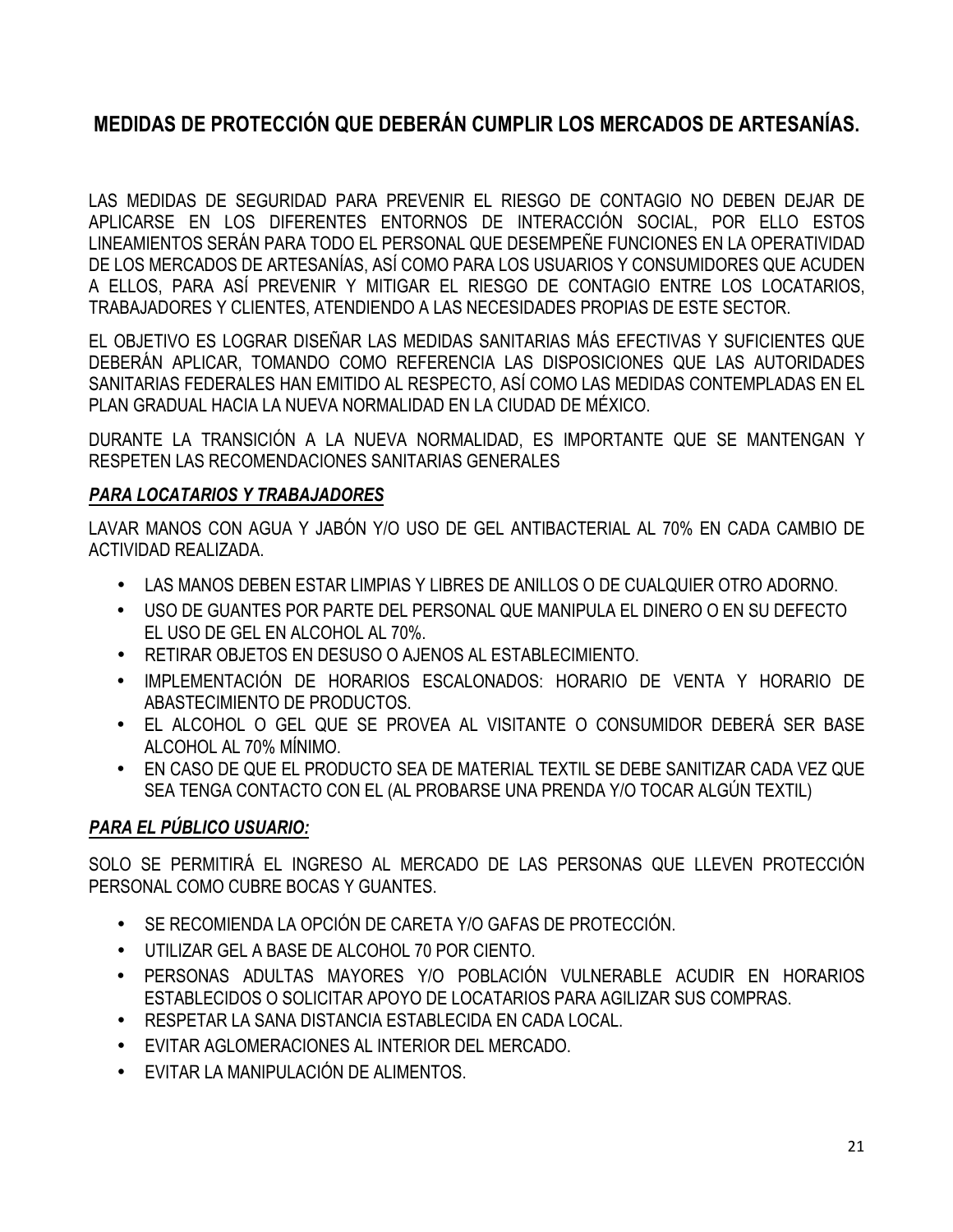## MEDIDAS DE PROTECCIÓN QUE DEBERÁN CUMPLIR LOS MERCADOS DE ARTESANÍAS.

LAS MEDIDAS DE SEGURIDAD PARA PREVENIR EL RIESGO DE CONTAGIO NO DEBEN DEJAR DE APLICARSE EN LOS DIFERENTES ENTORNOS DE INTERACCIÓN SOCIAL, POR ELLO ESTOS LINEAMIENTOS SERÁN PARA TODO EL PERSONAL QUE DESEMPEÑE FUNCIONES EN LA OPERATIVIDAD DE LOS MERCADOS DE ARTESANÍAS, ASÍ COMO PARA LOS USUARIOS Y CONSUMIDORES QUE ACUDEN A ELLOS, PARA ASÍ PREVENIR Y MITIGAR EL RIESGO DE CONTAGIO ENTRE LOS LOCATARIOS, TRABAJADORES Y CLIENTES, ATENDIENDO A LAS NECESIDADES PROPIAS DE ESTE SECTOR.

EL OBJETIVO ES LOGRAR DISEÑAR LAS MEDIDAS SANITARIAS MÁS EFECTIVAS Y SUFICIENTES QUE DEBERÁN APLICAR, TOMANDO COMO REFERENCIA LAS DISPOSICIONES QUE LAS AUTORIDADES SANITARIAS FEDERALES HAN EMITIDO AL RESPECTO, ASÍ COMO LAS MEDIDAS CONTEMPLADAS EN EL PLAN GRADUAL HACIA LA NUEVA NORMALIDAD EN LA CIUDAD DE MÉXICO.

DURANTE LA TRANSICIÓN A LA NUEVA NORMALIDAD, ES IMPORTANTE QUE SE MANTENGAN Y RESPETEN LAS RECOMENDACIONES SANITARIAS GENERALES

***PARA LOCATARIOS Y TRABAJADORES***

LAVAR MANOS CON AGUA Y JABÓN Y/O USO DE GEL ANTIBACTERIAL AL 70% EN CADA CAMBIO DE ACTIVIDAD REALIZADA.

- LAS MANOS DEBEN ESTAR LIMPIAS Y LIBRES DE ANILLOS O DE CUALQUIER OTRO ADORNO.
- USO DE GUANTES POR PARTE DEL PERSONAL QUE MANIPULA EL DINERO O EN SU DEFECTO EL USO DE GEL EN ALCOHOL AL 70%.
- RETIRAR OBJETOS EN DESUSO O AJENOS AL ESTABLECIMIENTO.
- IMPLEMENTACIÓN DE HORARIOS ESCALONADOS: HORARIO DE VENTA Y HORARIO DE ABASTECIMIENTO DE PRODUCTOS.
- EL ALCOHOL O GEL QUE SE PROVEA AL VISITANTE O CONSUMIDOR DEBERÁ SER BASE ALCOHOL AL 70% MÍNIMO.
- EN CASO DE QUE EL PRODUCTO SEA DE MATERIAL TEXTIL SE DEBE SANITIZAR CADA VEZ QUE SEA TENGA CONTACTO CON EL (AL PROBARSE UNA PRENDA Y/O TOCAR ALGÚN TEXTIL)

***PARA EL PÚBLICO USUARIO:***

SOLO SE PERMITIRÁ EL INGRESO AL MERCADO DE LAS PERSONAS QUE LLEVEN PROTECCIÓN PERSONAL COMO CUBRE BOCAS Y GUANTES.

- SE RECOMIENDA LA OPCIÓN DE CARETA Y/O GAFAS DE PROTECCIÓN.
- UTILIZAR GEL A BASE DE ALCOHOL 70 POR CIENTO.
- PERSONAS ADULTAS MAYORES Y/O POBLACIÓN VULNERABLE ACUDIR EN HORARIOS ESTABLECIDOS O SOLICITAR APOYO DE LOCATARIOS PARA AGILIZAR SUS COMPRAS.
- RESPETAR LA SANA DISTANCIA ESTABLECIDA EN CADA LOCAL.
- EVITAR AGLOMERACIONES AL INTERIOR DEL MERCADO.
- EVITAR LA MANIPULACIÓN DE ALIMENTOS.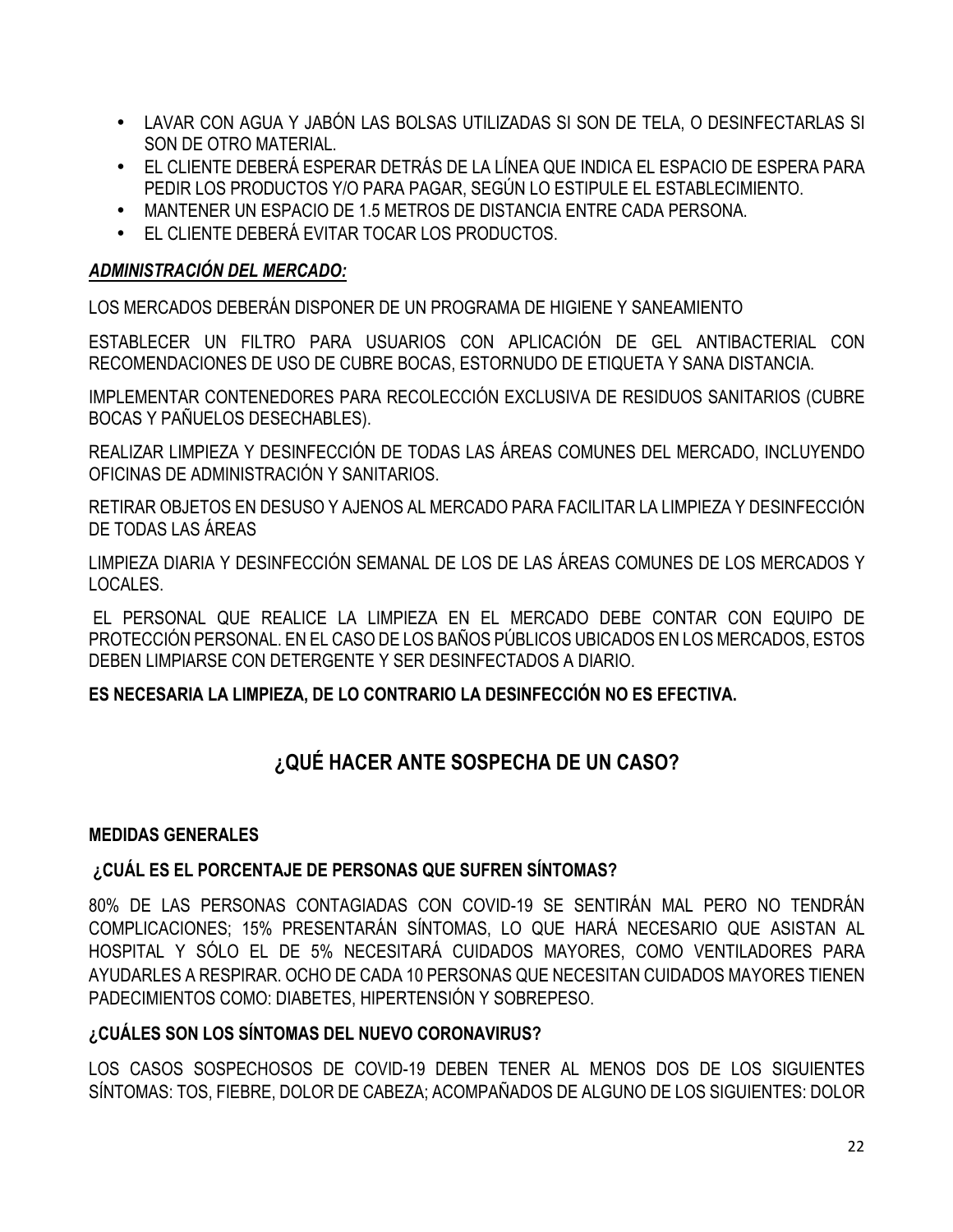- LAVAR CON AGUA Y JABÓN LAS BOLSAS UTILIZADAS SI SON DE TELA, O DESINFECTARLAS SI SON DE OTRO MATERIAL.
- EL CLIENTE DEBERÁ ESPERAR DETRÁS DE LA LÍNEA QUE INDICA EL ESPACIO DE ESPERA PARA PEDIR LOS PRODUCTOS Y/O PARA PAGAR, SEGÚN LO ESTIPULE EL ESTABLECIMIENTO.
- MANTENER UN ESPACIO DE 1.5 METROS DE DISTANCIA ENTRE CADA PERSONA.
- EL CLIENTE DEBERÁ EVITAR TOCAR LOS PRODUCTOS.

***ADMINISTRACIÓN DEL MERCADO:***

LOS MERCADOS DEBERÁN DISPONER DE UN PROGRAMA DE HIGIENE Y SANEAMIENTO

ESTABLECER UN FILTRO PARA USUARIOS CON APLICACIÓN DE GEL ANTIBACTERIAL CON RECOMENDACIONES DE USO DE CUBRE BOCAS, ESTORNUDO DE ETIQUETA Y SANA DISTANCIA.

IMPLEMENTAR CONTENEDORES PARA RECOLECCIÓN EXCLUSIVA DE RESIDUOS SANITARIOS (CUBRE BOCAS Y PAÑUELOS DESECHABLES).

REALIZAR LIMPIEZA Y DESINFECCIÓN DE TODAS LAS ÁREAS COMUNES DEL MERCADO, INCLUYENDO OFICINAS DE ADMINISTRACIÓN Y SANITARIOS.

RETIRAR OBJETOS EN DESUSO Y AJENOS AL MERCADO PARA FACILITAR LA LIMPIEZA Y DESINFECCIÓN DE TODAS LAS ÁREAS

LIMPIEZA DIARIA Y DESINFECCIÓN SEMANAL DE LOS DE LAS ÁREAS COMUNES DE LOS MERCADOS Y LOCALES.

EL PERSONAL QUE REALICE LA LIMPIEZA EN EL MERCADO DEBE CONTAR CON EQUIPO DE PROTECCIÓN PERSONAL. EN EL CASO DE LOS BAÑOS PÚBLICOS UBICADOS EN LOS MERCADOS, ESTOS DEBEN LIMPIARSE CON DETERGENTE Y SER DESINFECTADOS A DIARIO.

**ES NECESARIA LA LIMPIEZA, DE LO CONTRARIO LA DESINFECCIÓN NO ES EFECTIVA.**

## ¿QUÉ HACER ANTE SOSPECHA DE UN CASO?

**MEDIDAS GENERALES**

**¿CUÁL ES EL PORCENTAJE DE PERSONAS QUE SUFREN SÍNTOMAS?**

80% DE LAS PERSONAS CONTAGIADAS CON COVID-19 SE SENTIRÁN MAL PERO NO TENDRÁN COMPLICACIONES; 15% PRESENTARÁN SÍNTOMAS, LO QUE HARÁ NECESARIO QUE ASISTAN AL HOSPITAL Y SÓLO EL DE 5% NECESITARÁ CUIDADOS MAYORES, COMO VENTILADORES PARA AYUDARLES A RESPIRAR. OCHO DE CADA 10 PERSONAS QUE NECESITAN CUIDADOS MAYORES TIENEN PADECIMIENTOS COMO: DIABETES, HIPERTENSIÓN Y SOBREPESO.

**¿CUÁLES SON LOS SÍNTOMAS DEL NUEVO CORONAVIRUS?**

LOS CASOS SOSPECHOSOS DE COVID-19 DEBEN TENER AL MENOS DOS DE LOS SIGUIENTES SÍNTOMAS: TOS, FIEBRE, DOLOR DE CABEZA; ACOMPAÑADOS DE ALGUNO DE LOS SIGUIENTES: DOLOR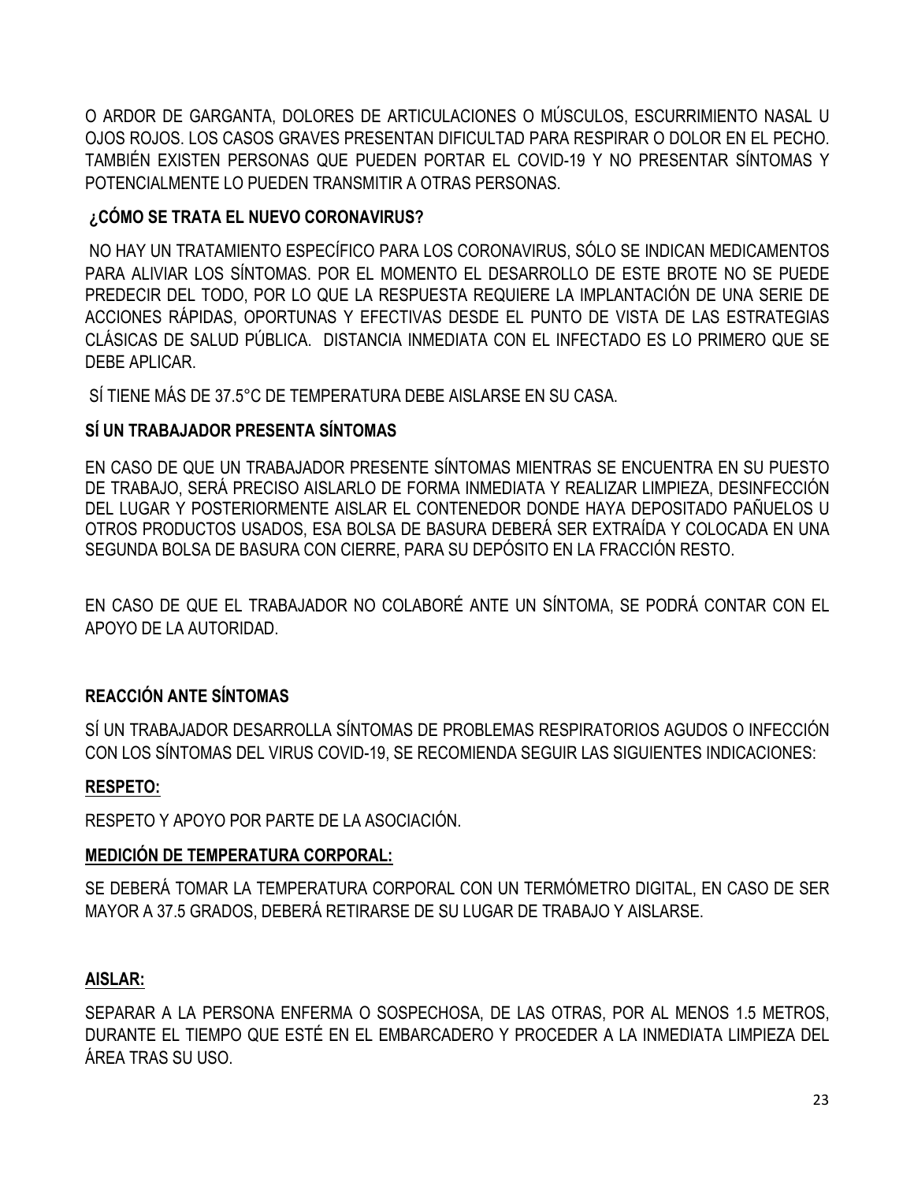O ARDOR DE GARGANTA, DOLORES DE ARTICULACIONES O MÚSCULOS, ESCURRIMIENTO NASAL U OJOS ROJOS. LOS CASOS GRAVES PRESENTAN DIFICULTAD PARA RESPIRAR O DOLOR EN EL PECHO. TAMBIÉN EXISTEN PERSONAS QUE PUEDEN PORTAR EL COVID-19 Y NO PRESENTAR SÍNTOMAS Y POTENCIALMENTE LO PUEDEN TRANSMITIR A OTRAS PERSONAS.

**¿CÓMO SE TRATA EL NUEVO CORONAVIRUS?**

NO HAY UN TRATAMIENTO ESPECÍFICO PARA LOS CORONAVIRUS, SÓLO SE INDICAN MEDICAMENTOS PARA ALIVIAR LOS SÍNTOMAS. POR EL MOMENTO EL DESARROLLO DE ESTE BROTE NO SE PUEDE PREDECIR DEL TODO, POR LO QUE LA RESPUESTA REQUIERE LA IMPLANTACIÓN DE UNA SERIE DE ACCIONES RÁPIDAS, OPORTUNAS Y EFECTIVAS DESDE EL PUNTO DE VISTA DE LAS ESTRATEGIAS CLÁSICAS DE SALUD PÚBLICA. DISTANCIA INMEDIATA CON EL INFECTADO ES LO PRIMERO QUE SE DEBE APLICAR.

SÍ TIENE MÁS DE 37.5°C DE TEMPERATURA DEBE AISLARSE EN SU CASA.

**SÍ UN TRABAJADOR PRESENTA SÍNTOMAS**

EN CASO DE QUE UN TRABAJADOR PRESENTE SÍNTOMAS MIENTRAS SE ENCUENTRA EN SU PUESTO DE TRABAJO, SERÁ PRECISO AISLARLO DE FORMA INMEDIATA Y REALIZAR LIMPIEZA, DESINFECCIÓN DEL LUGAR Y POSTERIORMENTE AISLAR EL CONTENEDOR DONDE HAYA DEPOSITADO PAÑUELOS U OTROS PRODUCTOS USADOS, ESA BOLSA DE BASURA DEBERÁ SER EXTRAÍDA Y COLOCADA EN UNA SEGUNDA BOLSA DE BASURA CON CIERRE, PARA SU DEPÓSITO EN LA FRACCIÓN RESTO.

EN CASO DE QUE EL TRABAJADOR NO COLABORÉ ANTE UN SÍNTOMA, SE PODRÁ CONTAR CON EL APOYO DE LA AUTORIDAD.

**REACCIÓN ANTE SÍNTOMAS**

SÍ UN TRABAJADOR DESARROLLA SÍNTOMAS DE PROBLEMAS RESPIRATORIOS AGUDOS O INFECCIÓN CON LOS SÍNTOMAS DEL VIRUS COVID-19, SE RECOMIENDA SEGUIR LAS SIGUIENTES INDICACIONES:

**RESPETO:**

RESPETO Y APOYO POR PARTE DE LA ASOCIACIÓN.

**MEDICIÓN DE TEMPERATURA CORPORAL:**

SE DEBERÁ TOMAR LA TEMPERATURA CORPORAL CON UN TERMÓMETRO DIGITAL, EN CASO DE SER MAYOR A 37.5 GRADOS, DEBERÁ RETIRARSE DE SU LUGAR DE TRABAJO Y AISLARSE.

**AISLAR:**

SEPARAR A LA PERSONA ENFERMA O SOSPECHOSA, DE LAS OTRAS, POR AL MENOS 1.5 METROS, DURANTE EL TIEMPO QUE ESTÉ EN EL EMBARCADERO Y PROCEDER A LA INMEDIATA LIMPIEZA DEL ÁREA TRAS SU USO.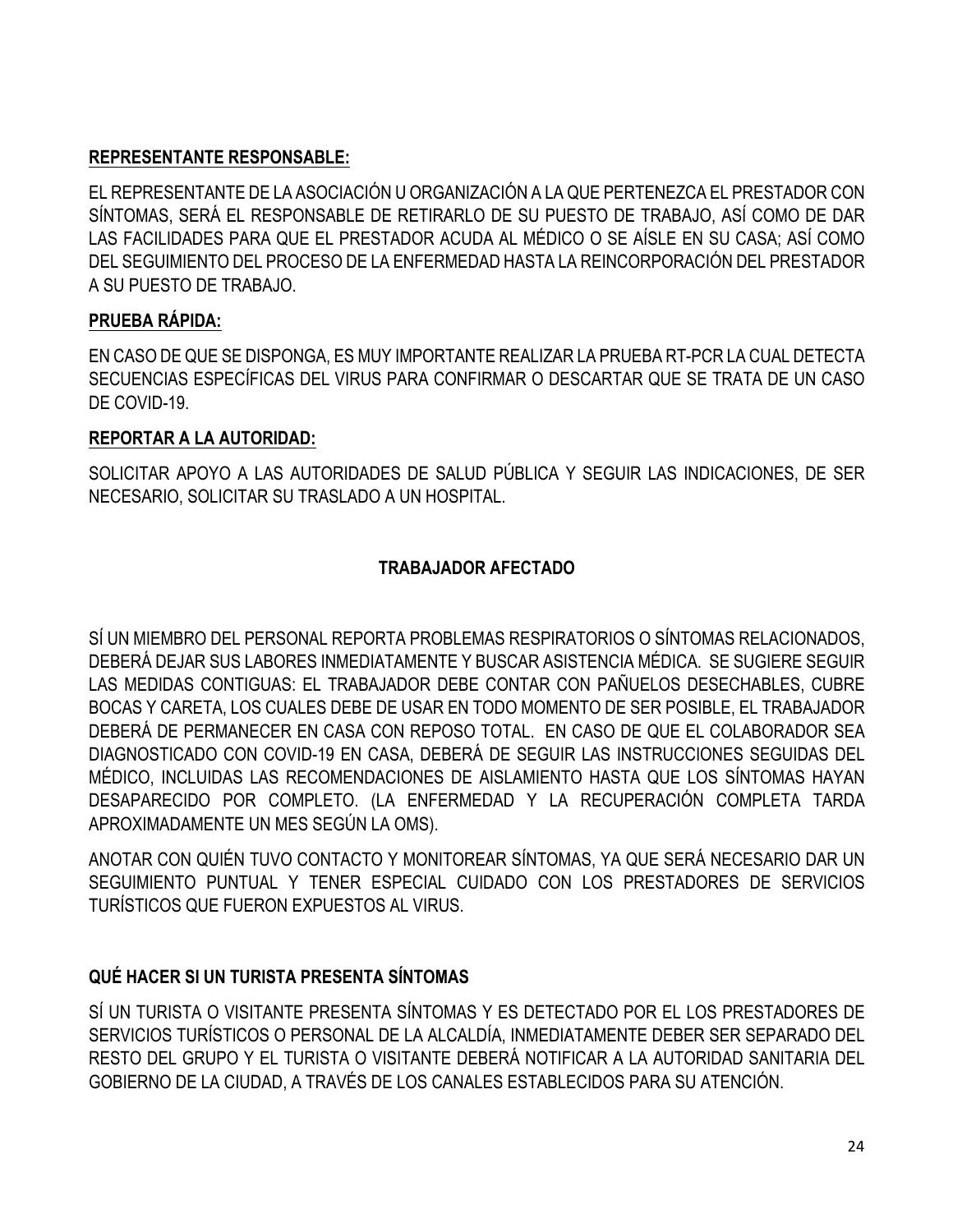**REPRESENTANTE RESPONSABLE:**

EL REPRESENTANTE DE LA ASOCIACIÓN U ORGANIZACIÓN A LA QUE PERTENEZCA EL PRESTADOR CON SÍNTOMAS, SERÁ EL RESPONSABLE DE RETIRARLO DE SU PUESTO DE TRABAJO, ASÍ COMO DE DAR LAS FACILIDADES PARA QUE EL PRESTADOR ACUDA AL MÉDICO O SE AÍSLE EN SU CASA; ASÍ COMO DEL SEGUIMIENTO DEL PROCESO DE LA ENFERMEDAD HASTA LA REINCORPORACIÓN DEL PRESTADOR A SU PUESTO DE TRABAJO.

**PRUEBA RÁPIDA:**

EN CASO DE QUE SE DISPONGA, ES MUY IMPORTANTE REALIZAR LA PRUEBA RT-PCR LA CUAL DETECTA SECUENCIAS ESPECÍFICAS DEL VIRUS PARA CONFIRMAR O DESCARTAR QUE SE TRATA DE UN CASO DE COVID-19.

**REPORTAR A LA AUTORIDAD:**

SOLICITAR APOYO A LAS AUTORIDADES DE SALUD PÚBLICA Y SEGUIR LAS INDICACIONES, DE SER NECESARIO, SOLICITAR SU TRASLADO A UN HOSPITAL.

## TRABAJADOR AFECTADO

SÍ UN MIEMBRO DEL PERSONAL REPORTA PROBLEMAS RESPIRATORIOS O SÍNTOMAS RELACIONADOS, DEBERÁ DEJAR SUS LABORES INMEDIATAMENTE Y BUSCAR ASISTENCIA MÉDICA. SE SUGIERE SEGUIR LAS MEDIDAS CONTIGUAS: EL TRABAJADOR DEBE CONTAR CON PAÑUELOS DESECHABLES, CUBRE BOCAS Y CARETA, LOS CUALES DEBE DE USAR EN TODO MOMENTO DE SER POSIBLE, EL TRABAJADOR DEBERÁ DE PERMANECER EN CASA CON REPOSO TOTAL. EN CASO DE QUE EL COLABORADOR SEA DIAGNOSTICADO CON COVID-19 EN CASA, DEBERÁ DE SEGUIR LAS INSTRUCCIONES SEGUIDAS DEL MÉDICO, INCLUIDAS LAS RECOMENDACIONES DE AISLAMIENTO HASTA QUE LOS SÍNTOMAS HAYAN DESAPARECIDO POR COMPLETO. (LA ENFERMEDAD Y LA RECUPERACIÓN COMPLETA TARDA APROXIMADAMENTE UN MES SEGÚN LA OMS).

ANOTAR CON QUIÉN TUVO CONTACTO Y MONITOREAR SÍNTOMAS, YA QUE SERÁ NECESARIO DAR UN SEGUIMIENTO PUNTUAL Y TENER ESPECIAL CUIDADO CON LOS PRESTADORES DE SERVICIOS TURÍSTICOS QUE FUERON EXPUESTOS AL VIRUS.

## QUÉ HACER SI UN TURISTA PRESENTA SÍNTOMAS

SÍ UN TURISTA O VISITANTE PRESENTA SÍNTOMAS Y ES DETECTADO POR EL LOS PRESTADORES DE SERVICIOS TURÍSTICOS O PERSONAL DE LA ALCALDÍA, INMEDIATAMENTE DEBER SER SEPARADO DEL RESTO DEL GRUPO Y EL TURISTA O VISITANTE DEBERÁ NOTIFICAR A LA AUTORIDAD SANITARIA DEL GOBIERNO DE LA CIUDAD, A TRAVÉS DE LOS CANALES ESTABLECIDOS PARA SU ATENCIÓN.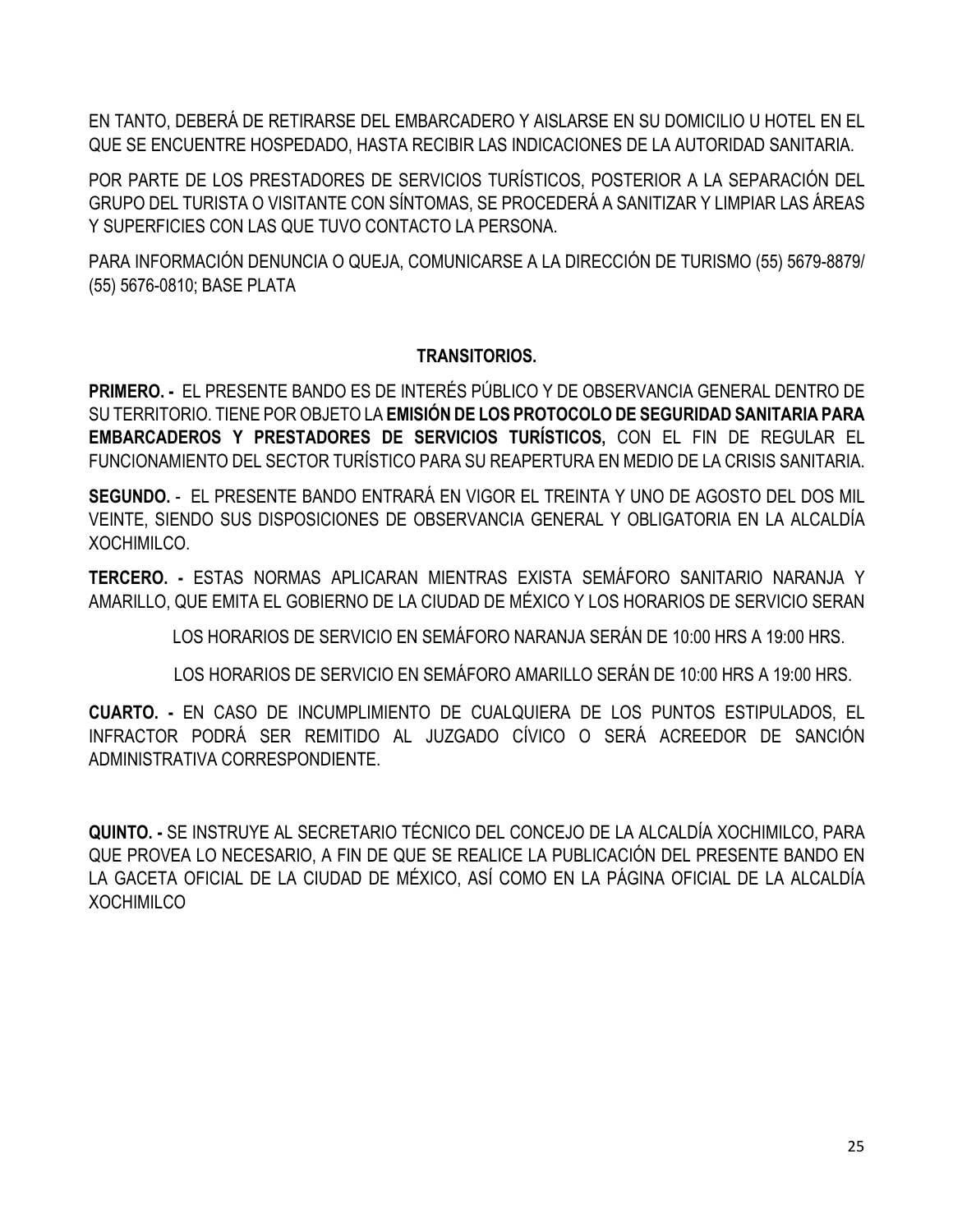EN TANTO, DEBERÁ DE RETIRARSE DEL EMBARCADERO Y AISLARSE EN SU DOMICILIO U HOTEL EN EL QUE SE ENCUENTRE HOSPEDADO, HASTA RECIBIR LAS INDICACIONES DE LA AUTORIDAD SANITARIA.

POR PARTE DE LOS PRESTADORES DE SERVICIOS TURÍSTICOS, POSTERIOR A LA SEPARACIÓN DEL GRUPO DEL TURISTA O VISITANTE CON SÍNTOMAS, SE PROCEDERÁ A SANITIZAR Y LIMPIAR LAS ÁREAS Y SUPERFICIES CON LAS QUE TUVO CONTACTO LA PERSONA.

PARA INFORMACIÓN DENUNCIA O QUEJA, COMUNICARSE A LA DIRECCIÓN DE TURISMO (55) 5679-8879/ (55) 5676-0810; BASE PLATA

## TRANSITORIOS.

**PRIMERO. -** EL PRESENTE BANDO ES DE INTERÉS PÚBLICO Y DE OBSERVANCIA GENERAL DENTRO DE SU TERRITORIO. TIENE POR OBJETO LA **EMISIÓN DE LOS PROTOCOLO DE SEGURIDAD SANITARIA PARA EMBARCADEROS Y PRESTADORES DE SERVICIOS TURÍSTICOS,** CON EL FIN DE REGULAR EL FUNCIONAMIENTO DEL SECTOR TURÍSTICO PARA SU REAPERTURA EN MEDIO DE LA CRISIS SANITARIA.

**SEGUNDO.** - EL PRESENTE BANDO ENTRARÁ EN VIGOR EL TREINTA Y UNO DE AGOSTO DEL DOS MIL VEINTE, SIENDO SUS DISPOSICIONES DE OBSERVANCIA GENERAL Y OBLIGATORIA EN LA ALCALDÍA XOCHIMILCO.

**TERCERO. -** ESTAS NORMAS APLICARAN MIENTRAS EXISTA SEMÁFORO SANITARIO NARANJA Y AMARILLO, QUE EMITA EL GOBIERNO DE LA CIUDAD DE MÉXICO Y LOS HORARIOS DE SERVICIO SERAN

LOS HORARIOS DE SERVICIO EN SEMÁFORO NARANJA SERÁN DE 10:00 HRS A 19:00 HRS.

LOS HORARIOS DE SERVICIO EN SEMÁFORO AMARILLO SERÁN DE 10:00 HRS A 19:00 HRS.

**CUARTO. -** EN CASO DE INCUMPLIMIENTO DE CUALQUIERA DE LOS PUNTOS ESTIPULADOS, EL INFRACTOR PODRÁ SER REMITIDO AL JUZGADO CÍVICO O SERÁ ACREEDOR DE SANCIÓN ADMINISTRATIVA CORRESPONDIENTE.

**QUINTO. -** SE INSTRUYE AL SECRETARIO TÉCNICO DEL CONCEJO DE LA ALCALDÍA XOCHIMILCO, PARA QUE PROVEA LO NECESARIO, A FIN DE QUE SE REALICE LA PUBLICACIÓN DEL PRESENTE BANDO EN LA GACETA OFICIAL DE LA CIUDAD DE MÉXICO, ASÍ COMO EN LA PÁGINA OFICIAL DE LA ALCALDÍA XOCHIMILCO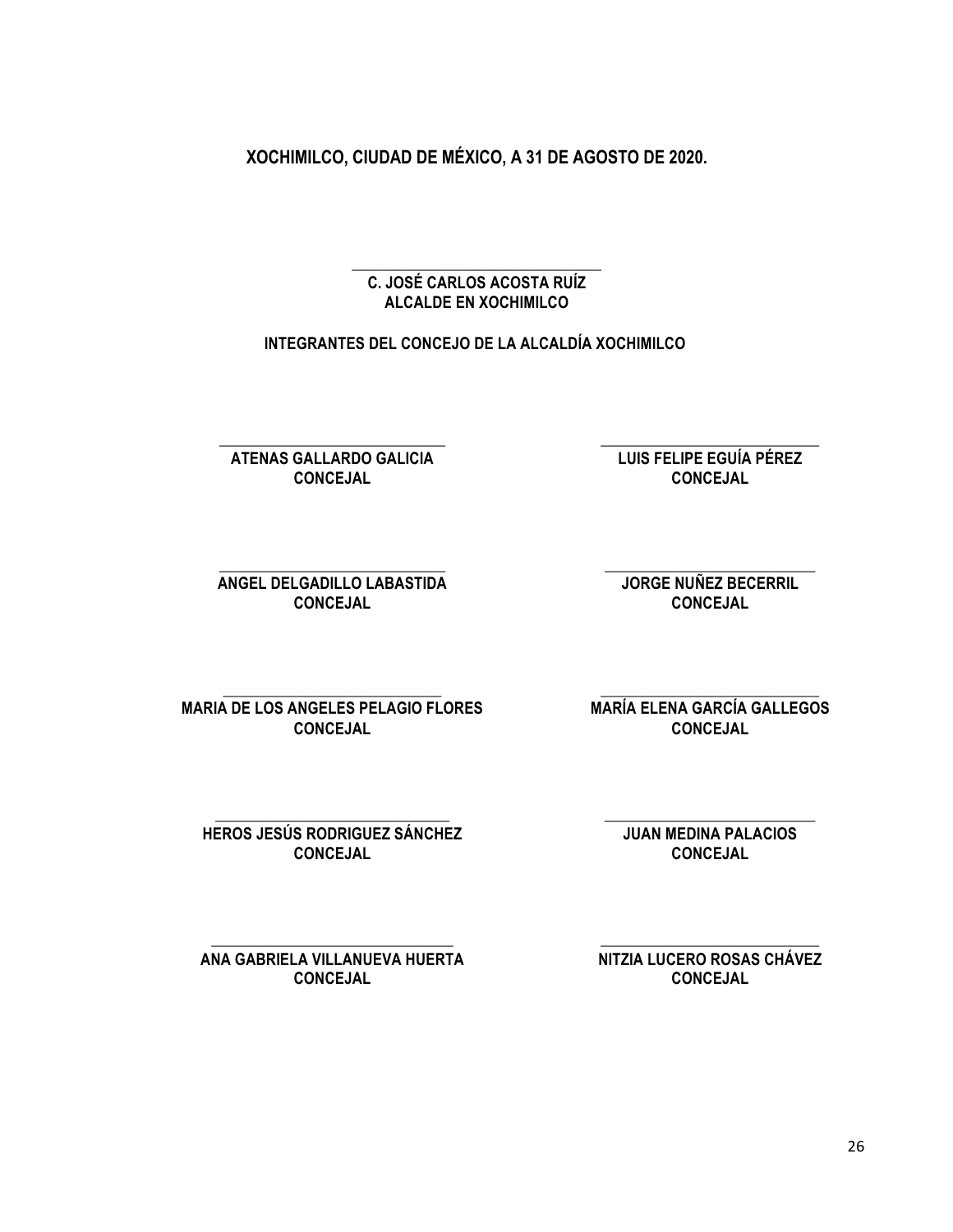**XOCHIMILCO, CIUDAD DE MÉXICO, A 31 DE AGOSTO DE 2020.**

\_\_\_\_\_\_\_\_\_\_\_\_\_\_\_\_\_\_\_\_\_\_\_\_\_\_\_\_\_\_\_\_\_\_

**C. JOSÉ CARLOS ACOSTA RUÍZ**
**ALCALDE EN XOCHIMILCO**

**INTEGRANTES DEL CONCEJO DE LA ALCALDÍA XOCHIMILCO**

| | |
|---|---|
| \_\_\_\_\_\_\_\_\_\_\_\_\_\_\_\_\_\_\_\_\_\_\_\_\_\_\_\_\_\_ **ATENAS GALLARDO GALICIA** **CONCEJAL** | \_\_\_\_\_\_\_\_\_\_\_\_\_\_\_\_\_\_\_\_\_\_\_\_\_\_\_\_\_\_ **LUIS FELIPE EGUÍA PÉREZ** **CONCEJAL** |
| \_\_\_\_\_\_\_\_\_\_\_\_\_\_\_\_\_\_\_\_\_\_\_\_\_\_\_\_\_\_ **ANGEL DELGADILLO LABASTIDA** **CONCEJAL** | \_\_\_\_\_\_\_\_\_\_\_\_\_\_\_\_\_\_\_\_\_\_\_\_\_\_\_\_\_\_ **JORGE NUÑEZ BECERRIL** **CONCEJAL** |
| \_\_\_\_\_\_\_\_\_\_\_\_\_\_\_\_\_\_\_\_\_\_\_\_\_\_\_\_\_\_ **MARIA DE LOS ANGELES PELAGIO FLORES** **CONCEJAL** | \_\_\_\_\_\_\_\_\_\_\_\_\_\_\_\_\_\_\_\_\_\_\_\_\_\_\_\_\_\_ **MARÍA ELENA GARCÍA GALLEGOS** **CONCEJAL** |
| \_\_\_\_\_\_\_\_\_\_\_\_\_\_\_\_\_\_\_\_\_\_\_\_\_\_\_\_\_\_ **HEROS JESÚS RODRIGUEZ SÁNCHEZ** **CONCEJAL** | \_\_\_\_\_\_\_\_\_\_\_\_\_\_\_\_\_\_\_\_\_\_\_\_\_\_\_\_\_\_ **JUAN MEDINA PALACIOS** **CONCEJAL** |
| \_\_\_\_\_\_\_\_\_\_\_\_\_\_\_\_\_\_\_\_\_\_\_\_\_\_\_\_\_\_ **ANA GABRIELA VILLANUEVA HUERTA** **CONCEJAL** | \_\_\_\_\_\_\_\_\_\_\_\_\_\_\_\_\_\_\_\_\_\_\_\_\_\_\_\_\_\_ **NITZIA LUCERO ROSAS CHÁVEZ** **CONCEJAL** |